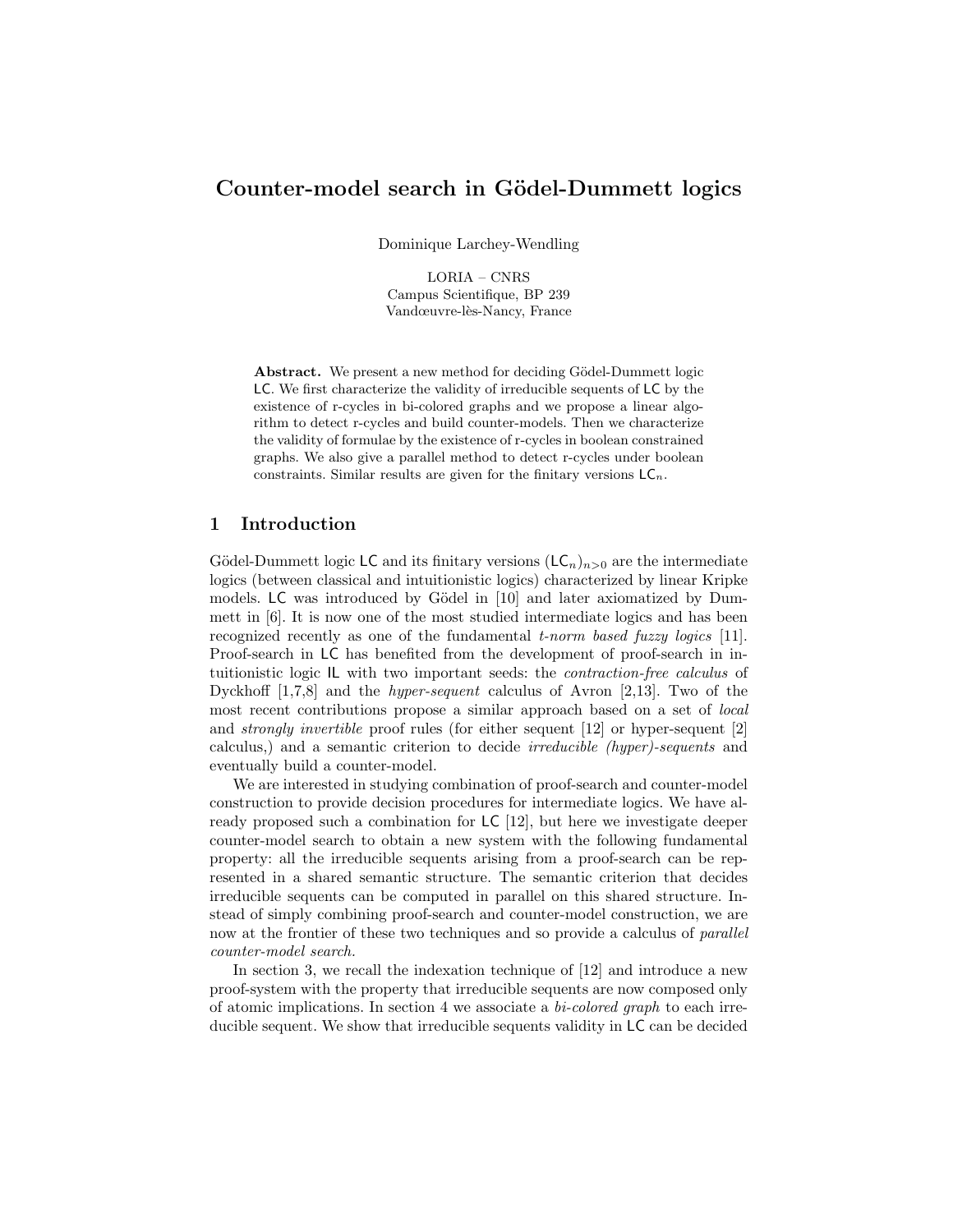# Counter-model search in Gödel-Dummett logics

Dominique Larchey-Wendling

LORIA – CNRS
Campus Scientifique, BP 239
Vandœuvre-lès-Nancy, France

**Abstract.** We present a new method for deciding Gödel-Dummett logic LC. We first characterize the validity of irreducible sequents of LC by the existence of r-cycles in bi-colored graphs and we propose a linear algorithm to detect r-cycles and build counter-models. Then we characterize the validity of formulae by the existence of r-cycles in boolean constrained graphs. We also give a parallel method to detect r-cycles under boolean constraints. Similar results are given for the finitary versions $\mathsf{LC}_n$.

## 1 Introduction

Gödel-Dummett logic LC and its finitary versions $(\mathsf{LC}_n)_{n>0}$ are the intermediate logics (between classical and intuitionistic logics) characterized by linear Kripke models. LC was introduced by Gödel in [10] and later axiomatized by Dummett in [6]. It is now one of the most studied intermediate logics and has been recognized recently as one of the fundamental *t-norm based fuzzy logics* [11]. Proof-search in LC has benefited from the development of proof-search in intuitionistic logic IL with two important seeds: the *contraction-free calculus* of Dyckhoff [1,7,8] and the *hyper-sequent* calculus of Avron [2,13]. Two of the most recent contributions propose a similar approach based on a set of *local* and *strongly invertible* proof rules (for either sequent [12] or hyper-sequent [2] calculus,) and a semantic criterion to decide *irreducible (hyper)-sequents* and eventually build a counter-model.

We are interested in studying combination of proof-search and counter-model construction to provide decision procedures for intermediate logics. We have already proposed such a combination for LC [12], but here we investigate deeper counter-model search to obtain a new system with the following fundamental property: all the irreducible sequents arising from a proof-search can be represented in a shared semantic structure. The semantic criterion that decides irreducible sequents can be computed in parallel on this shared structure. Instead of simply combining proof-search and counter-model construction, we are now at the frontier of these two techniques and so provide a calculus of *parallel counter-model search.*

In section 3, we recall the indexation technique of [12] and introduce a new proof-system with the property that irreducible sequents are now composed only of atomic implications. In section 4 we associate a *bi-colored graph* to each irreducible sequent. We show that irreducible sequents validity in LC can be decided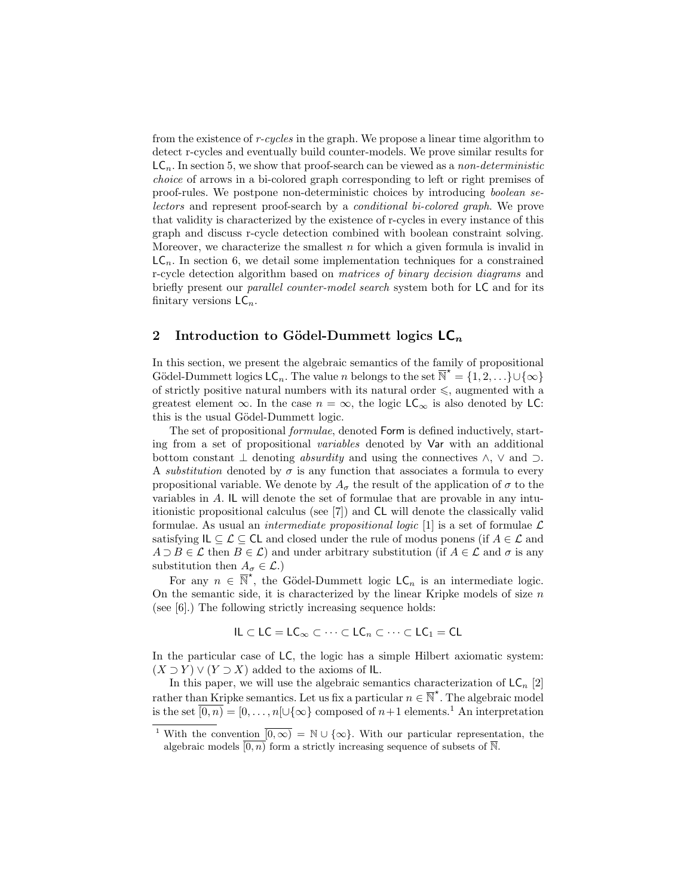from the existence of *r-cycles* in the graph. We propose a linear time algorithm to detect r-cycles and eventually build counter-models. We prove similar results for $\mathsf{LC}_n$. In section 5, we show that proof-search can be viewed as a *non-deterministic choice* of arrows in a bi-colored graph corresponding to left or right premises of proof-rules. We postpone non-deterministic choices by introducing *boolean selectors* and represent proof-search by a *conditional bi-colored graph*. We prove that validity is characterized by the existence of r-cycles in every instance of this graph and discuss r-cycle detection combined with boolean constraint solving. Moreover, we characterize the smallest $n$ for which a given formula is invalid in $\mathsf{LC}_n$. In section 6, we detail some implementation techniques for a constrained r-cycle detection algorithm based on *matrices of binary decision diagrams* and briefly present our *parallel counter-model search* system both for $\mathsf{LC}$ and for its finitary versions $\mathsf{LC}_n$.

## 2 Introduction to Gödel-Dummett logics $\mathsf{LC}_n$

In this section, we present the algebraic semantics of the family of propositional Gödel-Dummett logics $\mathsf{LC}_n$. The value $n$ belongs to the set $\overline{\mathbb{N}}^\star = \{1, 2, \ldots\} \cup \{\infty\}$ of strictly positive natural numbers with its natural order $\leqslant$, augmented with a greatest element $\infty$. In the case $n = \infty$, the logic $\mathsf{LC}_\infty$ is also denoted by $\mathsf{LC}$: this is the usual Gödel-Dummett logic.

The set of propositional *formulae*, denoted $\mathsf{Form}$ is defined inductively, starting from a set of propositional *variables* denoted by $\mathsf{Var}$ with an additional bottom constant $\bot$ denoting *absurdity* and using the connectives $\wedge$, $\vee$ and $\supset$. A *substitution* denoted by $\sigma$ is any function that associates a formula to every propositional variable. We denote by $A_\sigma$ the result of the application of $\sigma$ to the variables in $A$. $\mathsf{IL}$ will denote the set of formulae that are provable in any intuitionistic propositional calculus (see [7]) and $\mathsf{CL}$ will denote the classically valid formulae. As usual an *intermediate propositional logic* [1] is a set of formulae $\mathcal{L}$ satisfying $\mathsf{IL} \subseteq \mathcal{L} \subseteq \mathsf{CL}$ and closed under the rule of modus ponens (if $A \in \mathcal{L}$ and $A \supset B \in \mathcal{L}$ then $B \in \mathcal{L}$) and under arbitrary substitution (if $A \in \mathcal{L}$ and $\sigma$ is any substitution then $A_\sigma \in \mathcal{L}$.)

For any $n \in \overline{\mathbb{N}}^\star$, the Gödel-Dummett logic $\mathsf{LC}_n$ is an intermediate logic. On the semantic side, it is characterized by the linear Kripke models of size $n$ (see [6].) The following strictly increasing sequence holds:

$$\mathsf{IL} \subset \mathsf{LC} = \mathsf{LC}_\infty \subset \cdots \subset \mathsf{LC}_n \subset \cdots \subset \mathsf{LC}_1 = \mathsf{CL}$$

In the particular case of $\mathsf{LC}$, the logic has a simple Hilbert axiomatic system: $(X \supset Y) \vee (Y \supset X)$ added to the axioms of $\mathsf{IL}$.

In this paper, we will use the algebraic semantics characterization of $\mathsf{LC}_n$ [2] rather than Kripke semantics. Let us fix a particular $n \in \overline{\mathbb{N}}^\star$. The algebraic model is the set $\overline{[0, n)} = [0, \ldots, n[ \cup \{\infty\}$ composed of $n+1$ elements.[1] An interpretation

[1] With the convention $\overline{[0, \infty)} = \mathbb{N} \cup \{\infty\}$. With our particular representation, the algebraic models $\overline{[0, n)}$ form a strictly increasing sequence of subsets of $\overline{\mathbb{N}}$.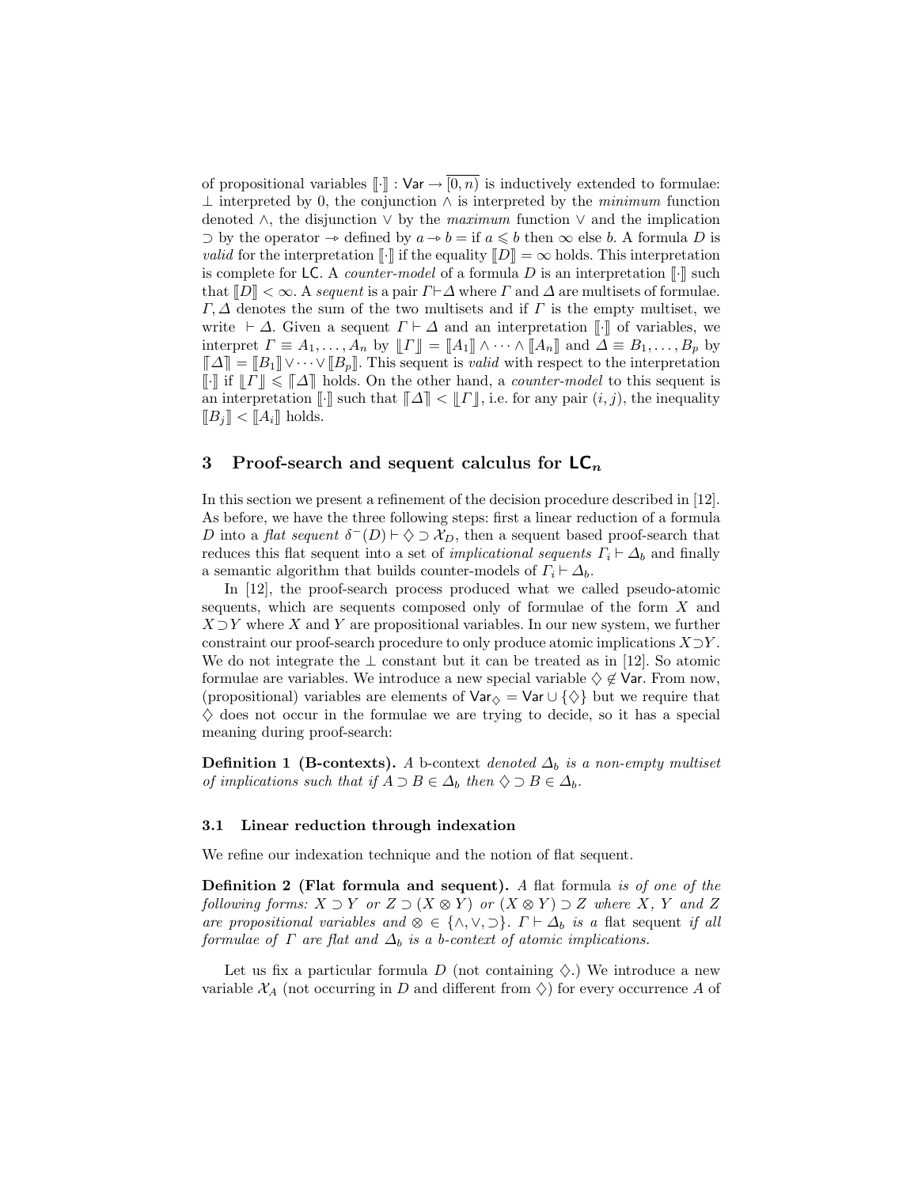of propositional variables $[\![\cdot]\!] : \mathsf{Var} \to \overline{[0,n)}$ is inductively extended to formulae: $\bot$ interpreted by 0, the conjunction $\wedge$ is interpreted by the *minimum* function denoted $\wedge$, the disjunction $\vee$ by the *maximum* function $\vee$ and the implication $\supset$ by the operator $\twoheadrightarrow$ defined by $a \twoheadrightarrow b =$ if $a \leqslant b$ then $\infty$ else $b$. A formula $D$ is *valid* for the interpretation $[\![\cdot]\!]$ if the equality $[\![D]\!] = \infty$ holds. This interpretation is complete for $\mathsf{LC}$. A *counter-model* of a formula $D$ is an interpretation $[\![\cdot]\!]$ such that $[\![D]\!] < \infty$. A *sequent* is a pair $\Gamma \vdash \Delta$ where $\Gamma$ and $\Delta$ are multisets of formulae. $\Gamma, \Delta$ denotes the sum of the two multisets and if $\Gamma$ is the empty multiset, we write $\vdash \Delta$. Given a sequent $\Gamma \vdash \Delta$ and an interpretation $[\![\cdot]\!]$ of variables, we interpret $\Gamma \equiv A_1, \ldots, A_n$ by $\lfloor\!\lfloor \Gamma \rfloor\!\rfloor = [\![A_1]\!] \wedge \cdots \wedge [\![A_n]\!]$ and $\Delta \equiv B_1, \ldots, B_p$ by $\lceil\!\lceil \Delta \rceil\!\rceil = [\![B_1]\!] \vee \cdots \vee [\![B_p]\!]$. This sequent is *valid* with respect to the interpretation $[\![\cdot]\!]$ if $\lfloor\!\lfloor \Gamma \rfloor\!\rfloor \leqslant \lceil\!\lceil \Delta \rceil\!\rceil$ holds. On the other hand, a *counter-model* to this sequent is an interpretation $[\![\cdot]\!]$ such that $\lceil\!\lceil \Delta \rceil\!\rceil < \lfloor\!\lfloor \Gamma \rfloor\!\rfloor$, i.e. for any pair $(i,j)$, the inequality $[\![B_j]\!] < [\![A_i]\!]$ holds.

## 3 Proof-search and sequent calculus for $\mathsf{LC}_n$

In this section we present a refinement of the decision procedure described in [12]. As before, we have the three following steps: first a linear reduction of a formula $D$ into a *flat sequent* $\delta^-(D) \vdash \diamondsuit \supset \mathcal{X}_D$, then a sequent based proof-search that reduces this flat sequent into a set of *implicational sequents* $\Gamma_i \vdash \Delta_b$ and finally a semantic algorithm that builds counter-models of $\Gamma_i \vdash \Delta_b$.

In [12], the proof-search process produced what we called pseudo-atomic sequents, which are sequents composed only of formulae of the form $X$ and $X \supset Y$ where $X$ and $Y$ are propositional variables. In our new system, we further constraint our proof-search procedure to only produce atomic implications $X \supset Y$. We do not integrate the $\bot$ constant but it can be treated as in [12]. So atomic formulae are variables. We introduce a new special variable $\diamondsuit \notin \mathsf{Var}$. From now, (propositional) variables are elements of $\mathsf{Var}_\diamondsuit = \mathsf{Var} \cup \{\diamondsuit\}$ but we require that $\diamondsuit$ does not occur in the formulae we are trying to decide, so it has a special meaning during proof-search:

**Definition 1 (B-contexts).** *A* b-context *denoted $\Delta_b$ is a non-empty multiset of implications such that if $A \supset B \in \Delta_b$ then $\diamondsuit \supset B \in \Delta_b$.*

### 3.1 Linear reduction through indexation

We refine our indexation technique and the notion of flat sequent.

**Definition 2 (Flat formula and sequent).** *A* flat formula *is of one of the following forms: $X \supset Y$ or $Z \supset (X \otimes Y)$ or $(X \otimes Y) \supset Z$ where $X$, $Y$ and $Z$ are propositional variables and $\otimes \in \{\wedge, \vee, \supset\}$. $\Gamma \vdash \Delta_b$ is a* flat sequent *if all formulae of $\Gamma$ are flat and $\Delta_b$ is a b-context of atomic implications.*

Let us fix a particular formula $D$ (not containing $\diamondsuit$.) We introduce a new variable $\mathcal{X}_A$ (not occurring in $D$ and different from $\diamondsuit$) for every occurrence $A$ of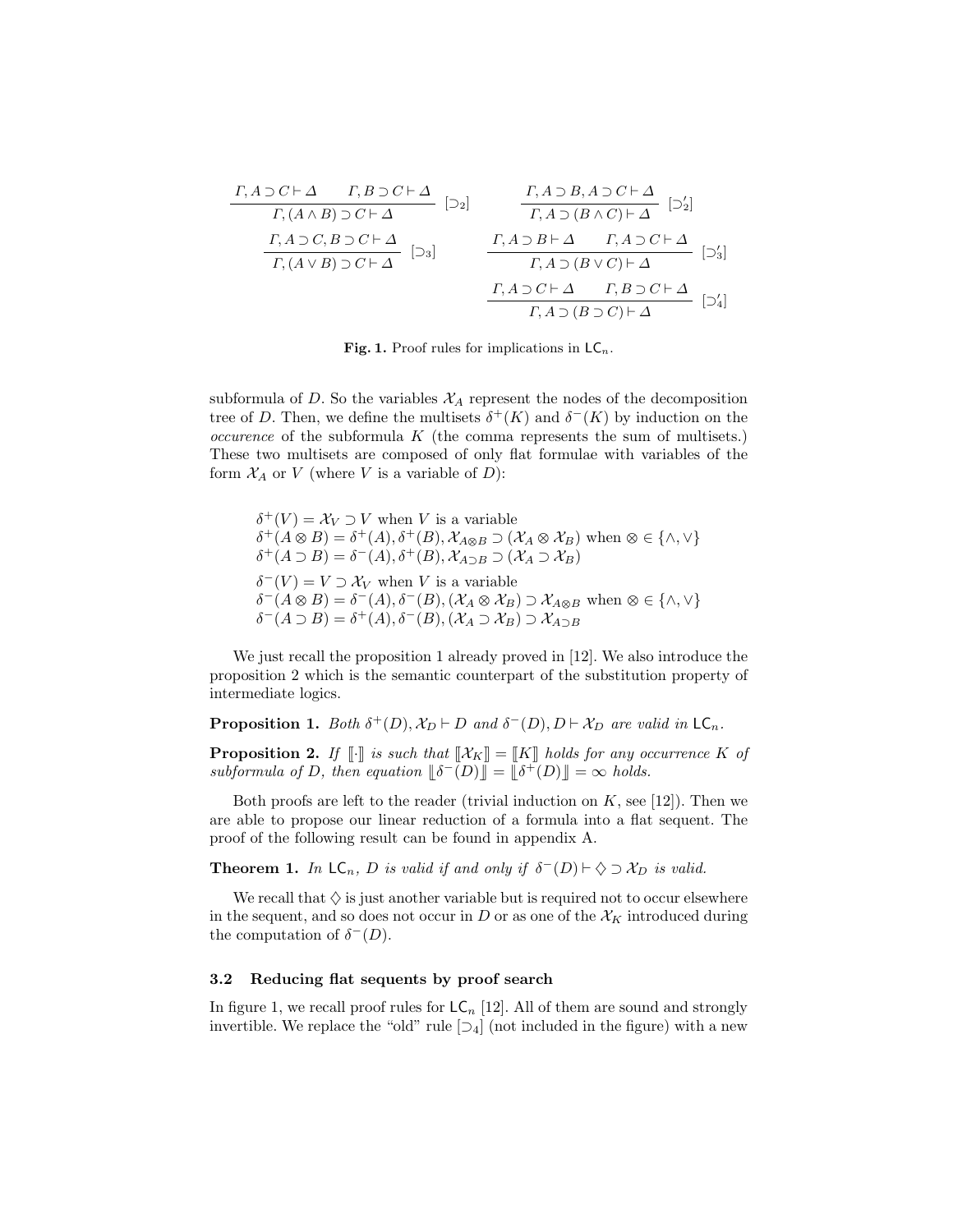$$\frac{\Gamma, A \supset C \vdash \Delta \qquad \Gamma, B \supset C \vdash \Delta}{\Gamma, (A \wedge B) \supset C \vdash \Delta}\ [\supset_2] \qquad \frac{\Gamma, A \supset B, A \supset C \vdash \Delta}{\Gamma, A \supset (B \wedge C) \vdash \Delta}\ [\supset_2']$$

$$\frac{\Gamma, A \supset C, B \supset C \vdash \Delta}{\Gamma, (A \vee B) \supset C \vdash \Delta}\ [\supset_3] \qquad \frac{\Gamma, A \supset B \vdash \Delta \qquad \Gamma, A \supset C \vdash \Delta}{\Gamma, A \supset (B \vee C) \vdash \Delta}\ [\supset_3']$$

$$\frac{\Gamma, A \supset C \vdash \Delta \qquad \Gamma, B \supset C \vdash \Delta}{\Gamma, A \supset (B \supset C) \vdash \Delta}\ [\supset_4']$$

**Fig. 1.** Proof rules for implications in $\mathsf{LC}_n$.

subformula of $D$. So the variables $\mathcal{X}_A$ represent the nodes of the decomposition tree of $D$. Then, we define the multisets $\delta^+(K)$ and $\delta^-(K)$ by induction on the *occurence* of the subformula $K$ (the comma represents the sum of multisets.) These two multisets are composed of only flat formulae with variables of the form $\mathcal{X}_A$ or $V$ (where $V$ is a variable of $D$):

$\delta^+(V) = \mathcal{X}_V \supset V$ when $V$ is a variable
$\delta^+(A \otimes B) = \delta^+(A), \delta^+(B), \mathcal{X}_{A\otimes B} \supset (\mathcal{X}_A \otimes \mathcal{X}_B)$ when $\otimes \in \{\wedge, \vee\}$
$\delta^+(A \supset B) = \delta^-(A), \delta^+(B), \mathcal{X}_{A\supset B} \supset (\mathcal{X}_A \supset \mathcal{X}_B)$

$\delta^-(V) = V \supset \mathcal{X}_V$ when $V$ is a variable
$\delta^-(A \otimes B) = \delta^-(A), \delta^-(B), (\mathcal{X}_A \otimes \mathcal{X}_B) \supset \mathcal{X}_{A\otimes B}$ when $\otimes \in \{\wedge, \vee\}$
$\delta^-(A \supset B) = \delta^+(A), \delta^-(B), (\mathcal{X}_A \supset \mathcal{X}_B) \supset \mathcal{X}_{A\supset B}$

We just recall the proposition 1 already proved in [12]. We also introduce the proposition 2 which is the semantic counterpart of the substitution property of intermediate logics.

**Proposition 1.** *Both $\delta^+(D), \mathcal{X}_D \vdash D$ and $\delta^-(D), D \vdash \mathcal{X}_D$ are valid in $\mathsf{LC}_n$.*

**Proposition 2.** *If $[\![\cdot]\!]$ is such that $[\![\mathcal{X}_K]\!] = [\![K]\!]$ holds for any occurrence $K$ of subformula of $D$, then equation $[\![\delta^-(D)]\!] = [\![\delta^+(D)]\!] = \infty$ holds.*

Both proofs are left to the reader (trivial induction on $K$, see [12]). Then we are able to propose our linear reduction of a formula into a flat sequent. The proof of the following result can be found in appendix A.

**Theorem 1.** *In $\mathsf{LC}_n$, $D$ is valid if and only if $\delta^-(D) \vdash \diamondsuit \supset \mathcal{X}_D$ is valid.*

We recall that $\diamondsuit$ is just another variable but is required not to occur elsewhere in the sequent, and so does not occur in $D$ or as one of the $\mathcal{X}_K$ introduced during the computation of $\delta^-(D)$.

### 3.2 Reducing flat sequents by proof search

In figure 1, we recall proof rules for $\mathsf{LC}_n$ [12]. All of them are sound and strongly invertible. We replace the "old" rule $[\supset_4]$ (not included in the figure) with a new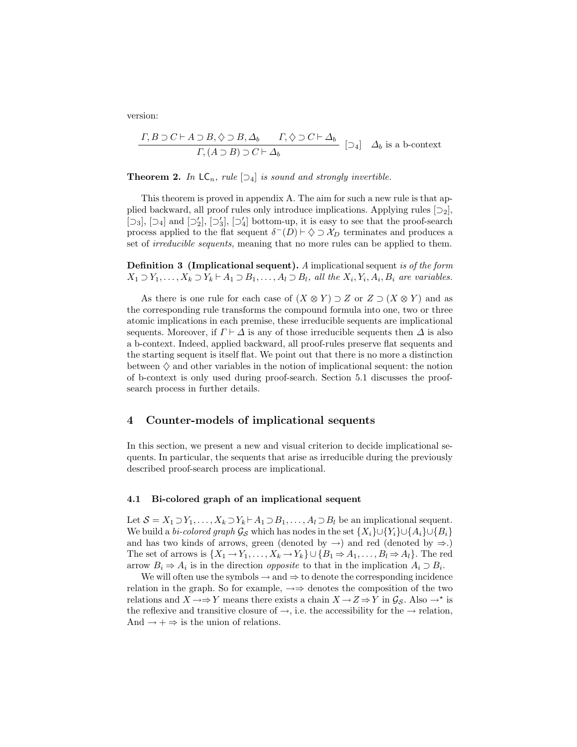version:

$$\frac{\Gamma, B \supset C \vdash A \supset B, \diamondsuit \supset B, \Delta_b \qquad \Gamma, \diamondsuit \supset C \vdash \Delta_b}{\Gamma, (A \supset B) \supset C \vdash \Delta_b} \; [\supset_4] \quad \Delta_b \text{ is a b-context}$$

**Theorem 2.** *In* $\mathsf{LC}_n$*, rule* $[\supset_4]$ *is sound and strongly invertible.*

This theorem is proved in appendix A. The aim for such a new rule is that applied backward, all proof rules only introduce implications. Applying rules $[\supset_2]$, $[\supset_3]$, $[\supset_4]$ and $[\supset_2']$, $[\supset_3']$, $[\supset_4']$ bottom-up, it is easy to see that the proof-search process applied to the flat sequent $\delta^-(D) \vdash \diamondsuit \supset \mathcal{X}_D$ terminates and produces a set of *irreducible sequents,* meaning that no more rules can be applied to them.

**Definition 3 (Implicational sequent).** *A* implicational sequent *is of the form* $X_1 \supset Y_1, \ldots, X_k \supset Y_k \vdash A_1 \supset B_1, \ldots, A_l \supset B_l$*, all the* $X_i, Y_i, A_i, B_i$ *are variables.*

As there is one rule for each case of $(X \otimes Y) \supset Z$ or $Z \supset (X \otimes Y)$ and as the corresponding rule transforms the compound formula into one, two or three atomic implications in each premise, these irreducible sequents are implicational sequents. Moreover, if $\Gamma \vdash \Delta$ is any of those irreducible sequents then $\Delta$ is also a b-context. Indeed, applied backward, all proof-rules preserve flat sequents and the starting sequent is itself flat. We point out that there is no more a distinction between $\diamondsuit$ and other variables in the notion of implicational sequent: the notion of b-context is only used during proof-search. Section 5.1 discusses the proof-search process in further details.

## 4 Counter-models of implicational sequents

In this section, we present a new and visual criterion to decide implicational sequents. In particular, the sequents that arise as irreducible during the previously described proof-search process are implicational.

### 4.1 Bi-colored graph of an implicational sequent

Let $\mathcal{S} = X_1 \supset Y_1, \ldots, X_k \supset Y_k \vdash A_1 \supset B_1, \ldots, A_l \supset B_l$ be an implicational sequent. We build a *bi-colored graph* $\mathcal{G}_\mathcal{S}$ which has nodes in the set $\{X_i\} \cup \{Y_i\} \cup \{A_i\} \cup \{B_i\}$ and has two kinds of arrows, green (denoted by $\rightarrow$) and red (denoted by $\Rightarrow$.) The set of arrows is $\{X_1 \rightarrow Y_1, \ldots, X_k \rightarrow Y_k\} \cup \{B_1 \Rightarrow A_1, \ldots, B_l \Rightarrow A_l\}$. The red arrow $B_i \Rightarrow A_i$ is in the direction *opposite* to that in the implication $A_i \supset B_i$.

We will often use the symbols $\rightarrow$ and $\Rightarrow$ to denote the corresponding incidence relation in the graph. So for example, $\rightarrow\Rightarrow$ denotes the composition of the two relations and $X \rightarrow\Rightarrow Y$ means there exists a chain $X \rightarrow Z \Rightarrow Y$ in $\mathcal{G}_\mathcal{S}$. Also $\rightarrow^\star$ is the reflexive and transitive closure of $\rightarrow$, i.e. the accessibility for the $\rightarrow$ relation, And $\rightarrow + \Rightarrow$ is the union of relations.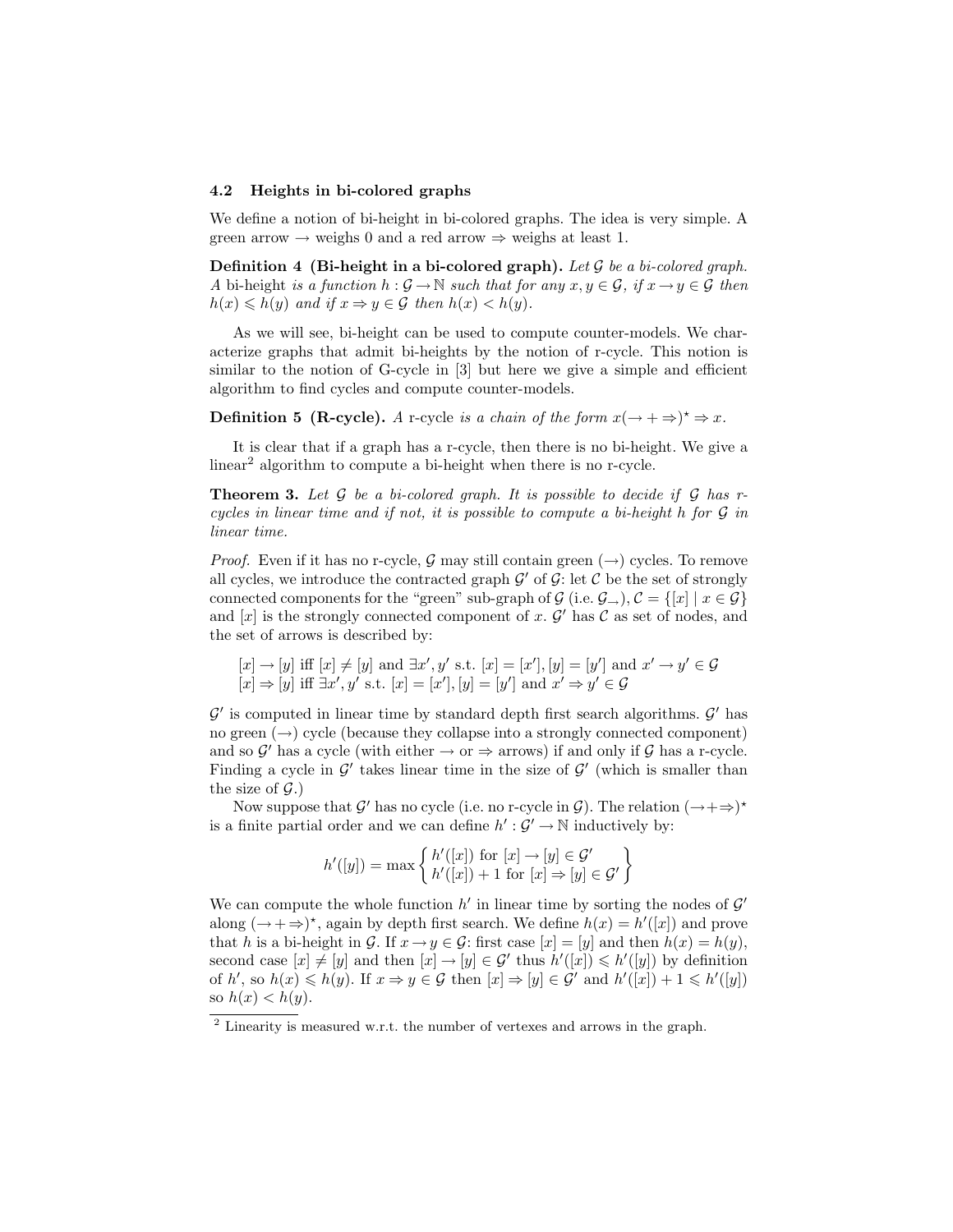### 4.2 Heights in bi-colored graphs

We define a notion of bi-height in bi-colored graphs. The idea is very simple. A green arrow $\rightarrow$ weighs 0 and a red arrow $\Rightarrow$ weighs at least 1.

**Definition 4 (Bi-height in a bi-colored graph).** *Let $\mathcal{G}$ be a bi-colored graph. A* bi-height *is a function $h : \mathcal{G} \rightarrow \mathbb{N}$ such that for any $x, y \in \mathcal{G}$, if $x \rightarrow y \in \mathcal{G}$ then $h(x) \leqslant h(y)$ and if $x \Rightarrow y \in \mathcal{G}$ then $h(x) < h(y)$.*

As we will see, bi-height can be used to compute counter-models. We characterize graphs that admit bi-heights by the notion of r-cycle. This notion is similar to the notion of G-cycle in [3] but here we give a simple and efficient algorithm to find cycles and compute counter-models.

**Definition 5 (R-cycle).** *A* r-cycle *is a chain of the form $x(\rightarrow + \Rightarrow)^{\star} \Rightarrow x$.*

It is clear that if a graph has a r-cycle, then there is no bi-height. We give a linear[2] algorithm to compute a bi-height when there is no r-cycle.

**Theorem 3.** *Let $\mathcal{G}$ be a bi-colored graph. It is possible to decide if $\mathcal{G}$ has r-cycles in linear time and if not, it is possible to compute a bi-height $h$ for $\mathcal{G}$ in linear time.*

*Proof.* Even if it has no r-cycle, $\mathcal{G}$ may still contain green ($\rightarrow$) cycles. To remove all cycles, we introduce the contracted graph $\mathcal{G}'$ of $\mathcal{G}$: let $\mathcal{C}$ be the set of strongly connected components for the "green" sub-graph of $\mathcal{G}$ (i.e. $\mathcal{G}_{\rightarrow}$), $\mathcal{C} = \{[x] \mid x \in \mathcal{G}\}$ and $[x]$ is the strongly connected component of $x$. $\mathcal{G}'$ has $\mathcal{C}$ as set of nodes, and the set of arrows is described by:

$$[x] \rightarrow [y] \text{ iff } [x] \neq [y] \text{ and } \exists x', y' \text{ s.t. } [x] = [x'], [y] = [y'] \text{ and } x' \rightarrow y' \in \mathcal{G}$$
$$[x] \Rightarrow [y] \text{ iff } \exists x', y' \text{ s.t. } [x] = [x'], [y] = [y'] \text{ and } x' \Rightarrow y' \in \mathcal{G}$$

$\mathcal{G}'$ is computed in linear time by standard depth first search algorithms. $\mathcal{G}'$ has no green ($\rightarrow$) cycle (because they collapse into a strongly connected component) and so $\mathcal{G}'$ has a cycle (with either $\rightarrow$ or $\Rightarrow$ arrows) if and only if $\mathcal{G}$ has a r-cycle. Finding a cycle in $\mathcal{G}'$ takes linear time in the size of $\mathcal{G}'$ (which is smaller than the size of $\mathcal{G}$.)

Now suppose that $\mathcal{G}'$ has no cycle (i.e. no r-cycle in $\mathcal{G}$). The relation $(\rightarrow + \Rightarrow)^{\star}$ is a finite partial order and we can define $h' : \mathcal{G}' \rightarrow \mathbb{N}$ inductively by:

$$h'([y]) = \max \left\{ \begin{array}{l} h'([x]) \text{ for } [x] \rightarrow [y] \in \mathcal{G}' \\ h'([x]) + 1 \text{ for } [x] \Rightarrow [y] \in \mathcal{G}' \end{array} \right\}$$

We can compute the whole function $h'$ in linear time by sorting the nodes of $\mathcal{G}'$ along $(\rightarrow + \Rightarrow)^{\star}$, again by depth first search. We define $h(x) = h'([x])$ and prove that $h$ is a bi-height in $\mathcal{G}$. If $x \rightarrow y \in \mathcal{G}$: first case $[x] = [y]$ and then $h(x) = h(y)$, second case $[x] \neq [y]$ and then $[x] \rightarrow [y] \in \mathcal{G}'$ thus $h'([x]) \leqslant h'([y])$ by definition of $h'$, so $h(x) \leqslant h(y)$. If $x \Rightarrow y \in \mathcal{G}$ then $[x] \Rightarrow [y] \in \mathcal{G}'$ and $h'([x]) + 1 \leqslant h'([y])$ so $h(x) < h(y)$.

[2] Linearity is measured w.r.t. the number of vertexes and arrows in the graph.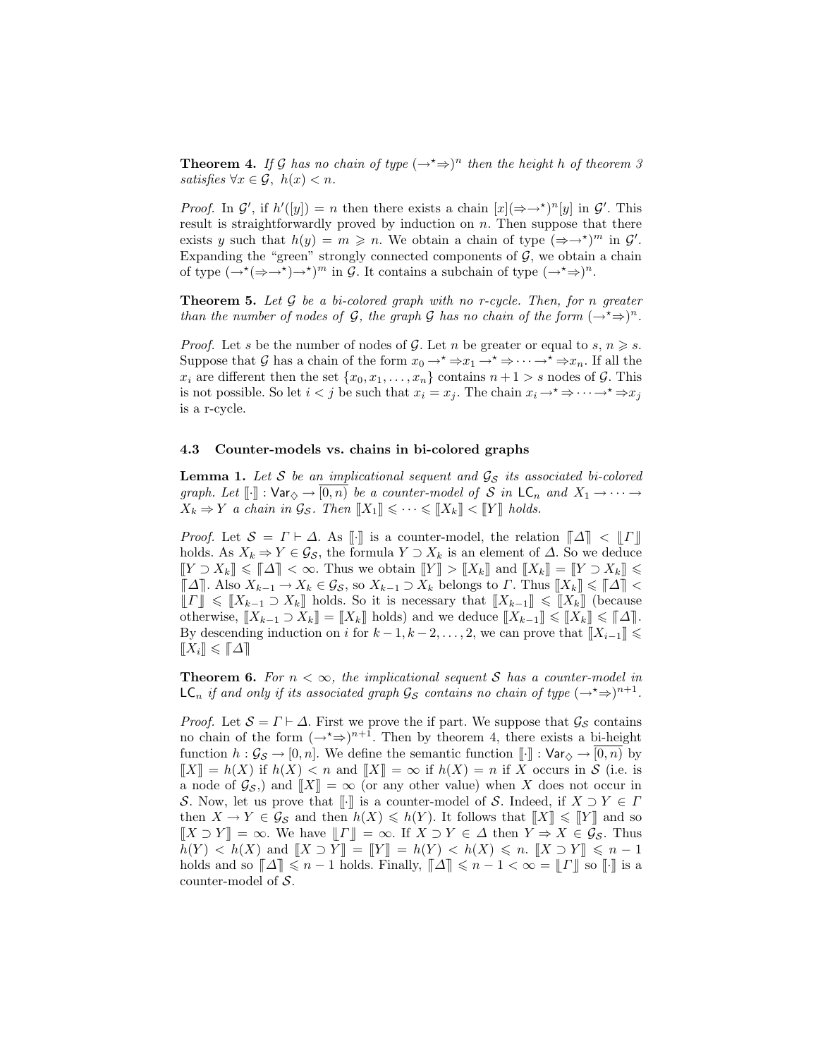**Theorem 4.** *If $\mathcal{G}$ has no chain of type $(\to^\star\Rightarrow)^n$ then the height $h$ of theorem 3 satisfies $\forall x \in \mathcal{G},\ h(x) < n$.*

*Proof.* In $\mathcal{G}'$, if $h'([y]) = n$ then there exists a chain $[x](\Rightarrow\to^\star)^n[y]$ in $\mathcal{G}'$. This result is straightforwardly proved by induction on $n$. Then suppose that there exists $y$ such that $h(y) = m \geqslant n$. We obtain a chain of type $(\Rightarrow\to^\star)^m$ in $\mathcal{G}'$. Expanding the "green" strongly connected components of $\mathcal{G}$, we obtain a chain of type $(\to^\star(\Rightarrow\to^\star)\to^\star)^m$ in $\mathcal{G}$. It contains a subchain of type $(\to^\star\Rightarrow)^n$.

**Theorem 5.** *Let $\mathcal{G}$ be a bi-colored graph with no r-cycle. Then, for $n$ greater than the number of nodes of $\mathcal{G}$, the graph $\mathcal{G}$ has no chain of the form $(\to^\star\Rightarrow)^n$.*

*Proof.* Let $s$ be the number of nodes of $\mathcal{G}$. Let $n$ be greater or equal to $s$, $n \geqslant s$. Suppose that $\mathcal{G}$ has a chain of the form $x_0 \to^\star \Rightarrow x_1 \to^\star \Rightarrow \cdots \to^\star \Rightarrow x_n$. If all the $x_i$ are different then the set $\{x_0, x_1, \ldots, x_n\}$ contains $n+1 > s$ nodes of $\mathcal{G}$. This is not possible. So let $i < j$ be such that $x_i = x_j$. The chain $x_i \to^\star \Rightarrow \cdots \to^\star \Rightarrow x_j$ is a r-cycle.

### 4.3 Counter-models vs. chains in bi-colored graphs

**Lemma 1.** *Let $\mathcal{S}$ be an implicational sequent and $\mathcal{G}_\mathcal{S}$ its associated bi-colored graph. Let $[\![\cdot]\!] : \mathsf{Var}_\diamond \to \overline{[0,n)}$ be a counter-model of $\mathcal{S}$ in $\mathsf{LC}_n$ and $X_1 \to \cdots \to X_k \Rightarrow Y$ a chain in $\mathcal{G}_\mathcal{S}$. Then $[\![X_1]\!] \leqslant \cdots \leqslant [\![X_k]\!] < [\![Y]\!]$ holds.*

*Proof.* Let $\mathcal{S} = \Gamma \vdash \Delta$. As $[\![\cdot]\!]$ is a counter-model, the relation $\lceil\Delta\rceil < \lfloor\Gamma\rfloor$ holds. As $X_k \Rightarrow Y \in \mathcal{G}_\mathcal{S}$, the formula $Y \supset X_k$ is an element of $\Delta$. So we deduce $[\![Y \supset X_k]\!] \leqslant \lceil\Delta\rceil < \infty$. Thus we obtain $[\![Y]\!] > [\![X_k]\!]$ and $[\![X_k]\!] = [\![Y \supset X_k]\!] \leqslant \lceil\Delta\rceil$. Also $X_{k-1} \to X_k \in \mathcal{G}_\mathcal{S}$, so $X_{k-1} \supset X_k$ belongs to $\Gamma$. Thus $[\![X_k]\!] \leqslant \lceil\Delta\rceil < \lfloor\Gamma\rfloor \leqslant [\![X_{k-1} \supset X_k]\!]$ holds. So it is necessary that $[\![X_{k-1}]\!] \leqslant [\![X_k]\!]$ (because otherwise, $[\![X_{k-1} \supset X_k]\!] = [\![X_k]\!]$ holds) and we deduce $[\![X_{k-1}]\!] \leqslant [\![X_k]\!] \leqslant \lceil\Delta\rceil$. By descending induction on $i$ for $k-1, k-2, \ldots, 2$, we can prove that $[\![X_{i-1}]\!] \leqslant [\![X_i]\!] \leqslant \lceil\Delta\rceil$

**Theorem 6.** *For $n < \infty$, the implicational sequent $\mathcal{S}$ has a counter-model in $\mathsf{LC}_n$ if and only if its associated graph $\mathcal{G}_\mathcal{S}$ contains no chain of type $(\to^\star\Rightarrow)^{n+1}$.*

*Proof.* Let $\mathcal{S} = \Gamma \vdash \Delta$. First we prove the if part. We suppose that $\mathcal{G}_\mathcal{S}$ contains no chain of the form $(\to^\star\Rightarrow)^{n+1}$. Then by theorem 4, there exists a bi-height function $h : \mathcal{G}_\mathcal{S} \to [0,n]$. We define the semantic function $[\![\cdot]\!] : \mathsf{Var}_\diamond \to \overline{[0,n)}$ by $[\![X]\!] = h(X)$ if $h(X) < n$ and $[\![X]\!] = \infty$ if $h(X) = n$ if $X$ occurs in $\mathcal{S}$ (i.e. is a node of $\mathcal{G}_\mathcal{S}$,) and $[\![X]\!] = \infty$ (or any other value) when $X$ does not occur in $\mathcal{S}$. Now, let us prove that $[\![\cdot]\!]$ is a counter-model of $\mathcal{S}$. Indeed, if $X \supset Y \in \Gamma$ then $X \to Y \in \mathcal{G}_\mathcal{S}$ and then $h(X) \leqslant h(Y)$. It follows that $[\![X]\!] \leqslant [\![Y]\!]$ and so $[\![X \supset Y]\!] = \infty$. We have $\lfloor\Gamma\rfloor = \infty$. If $X \supset Y \in \Delta$ then $Y \Rightarrow X \in \mathcal{G}_\mathcal{S}$. Thus $h(Y) < h(X)$ and $[\![X \supset Y]\!] = [\![Y]\!] = h(Y) < h(X) \leqslant n$. $[\![X \supset Y]\!] \leqslant n-1$ holds and so $\lceil\Delta\rceil \leqslant n-1$ holds. Finally, $\lceil\Delta\rceil \leqslant n-1 < \infty = \lfloor\Gamma\rfloor$ so $[\![\cdot]\!]$ is a counter-model of $\mathcal{S}$.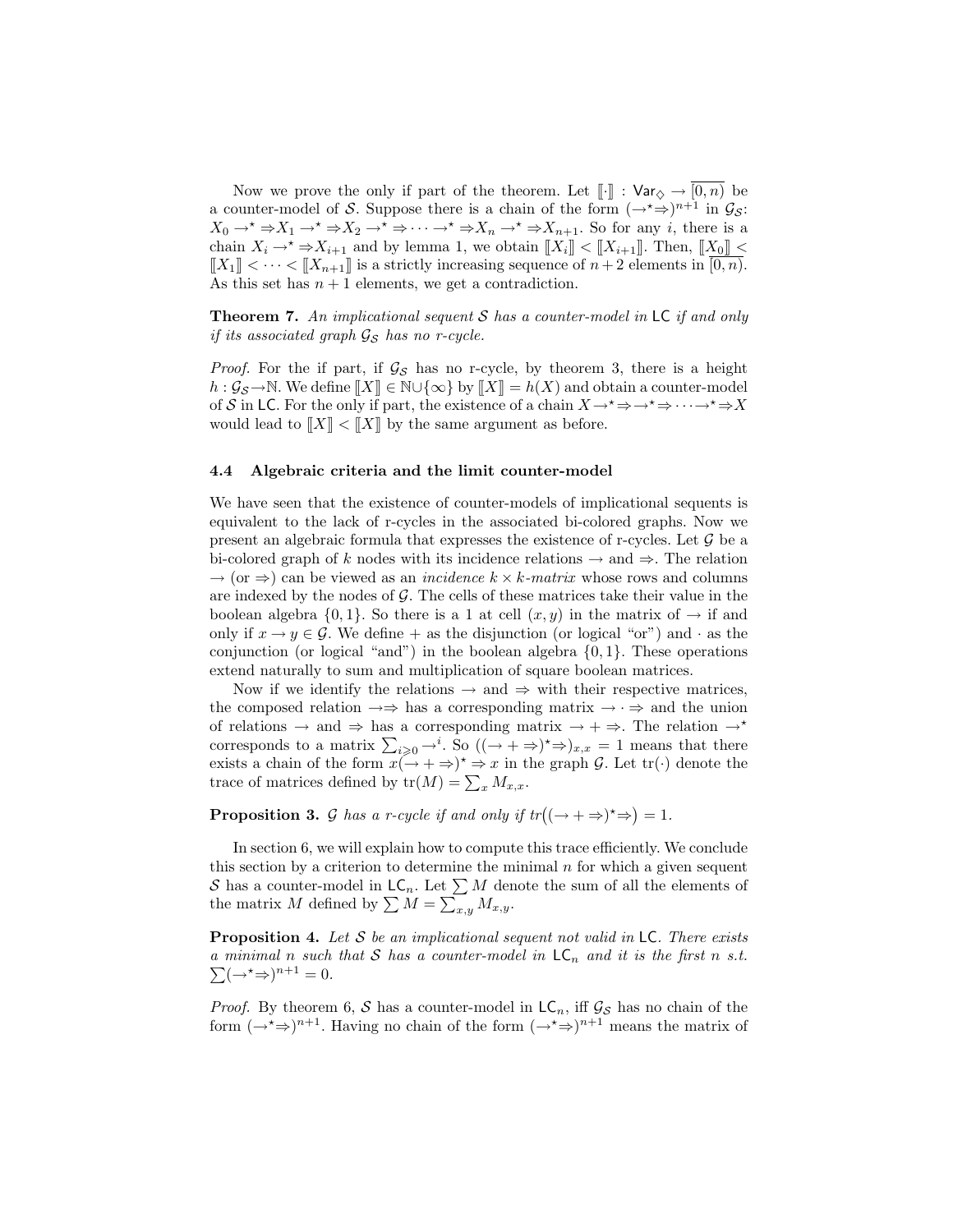Now we prove the only if part of the theorem. Let $[\![\cdot]\!] : \mathsf{Var}_\diamond \to \overline{[0,n)}$ be a counter-model of $\mathcal{S}$. Suppose there is a chain of the form $(\to^\star\Rightarrow)^{n+1}$ in $\mathcal{G}_\mathcal{S}$: $X_0 \to^\star \Rightarrow X_1 \to^\star \Rightarrow X_2 \to^\star \Rightarrow \cdots \to^\star \Rightarrow X_n \to^\star \Rightarrow X_{n+1}$. So for any $i$, there is a chain $X_i \to^\star \Rightarrow X_{i+1}$ and by lemma 1, we obtain $[\![X_i]\!] < [\![X_{i+1}]\!]$. Then, $[\![X_0]\!] < [\![X_1]\!] < \cdots < [\![X_{n+1}]\!]$ is a strictly increasing sequence of $n+2$ elements in $\overline{[0,n)}$. As this set has $n+1$ elements, we get a contradiction.

**Theorem 7.** *An implicational sequent $\mathcal{S}$ has a counter-model in* $\mathsf{LC}$ *if and only if its associated graph $\mathcal{G}_\mathcal{S}$ has no r-cycle.*

*Proof.* For the if part, if $\mathcal{G}_\mathcal{S}$ has no r-cycle, by theorem 3, there is a height $h : \mathcal{G}_\mathcal{S} \to \mathbb{N}$. We define $[\![X]\!] \in \mathbb{N} \cup \{\infty\}$ by $[\![X]\!] = h(X)$ and obtain a counter-model of $\mathcal{S}$ in $\mathsf{LC}$. For the only if part, the existence of a chain $X \to^\star \Rightarrow \to^\star \Rightarrow \cdots \to^\star \Rightarrow X$ would lead to $[\![X]\!] < [\![X]\!]$ by the same argument as before.

### 4.4 Algebraic criteria and the limit counter-model

We have seen that the existence of counter-models of implicational sequents is equivalent to the lack of r-cycles in the associated bi-colored graphs. Now we present an algebraic formula that expresses the existence of r-cycles. Let $\mathcal{G}$ be a bi-colored graph of $k$ nodes with its incidence relations $\to$ and $\Rightarrow$. The relation $\to$ (or $\Rightarrow$) can be viewed as an *incidence* $k \times k$*-matrix* whose rows and columns are indexed by the nodes of $\mathcal{G}$. The cells of these matrices take their value in the boolean algebra $\{0,1\}$. So there is a 1 at cell $(x,y)$ in the matrix of $\to$ if and only if $x \to y \in \mathcal{G}$. We define $+$ as the disjunction (or logical "or") and $\cdot$ as the conjunction (or logical "and") in the boolean algebra $\{0,1\}$. These operations extend naturally to sum and multiplication of square boolean matrices.

Now if we identify the relations $\to$ and $\Rightarrow$ with their respective matrices, the composed relation $\to\Rightarrow$ has a corresponding matrix $\to \cdot \Rightarrow$ and the union of relations $\to$ and $\Rightarrow$ has a corresponding matrix $\to + \Rightarrow$. The relation $\to^\star$ corresponds to a matrix $\sum_{i\geqslant 0} \to^i$. So $((\to + \Rightarrow)^\star\Rightarrow)_{x,x} = 1$ means that there exists a chain of the form $x(\to + \Rightarrow)^\star \Rightarrow x$ in the graph $\mathcal{G}$. Let $\mathrm{tr}(\cdot)$ denote the trace of matrices defined by $\mathrm{tr}(M) = \sum_x M_{x,x}$.

**Proposition 3.** *$\mathcal{G}$ has a r-cycle if and only if $tr\big((\to + \Rightarrow)^\star\Rightarrow\big) = 1$.*

In section 6, we will explain how to compute this trace efficiently. We conclude this section by a criterion to determine the minimal $n$ for which a given sequent $\mathcal{S}$ has a counter-model in $\mathsf{LC}_n$. Let $\sum M$ denote the sum of all the elements of the matrix $M$ defined by $\sum M = \sum_{x,y} M_{x,y}$.

**Proposition 4.** *Let $\mathcal{S}$ be an implicational sequent not valid in* $\mathsf{LC}$. *There exists a minimal $n$ such that $\mathcal{S}$ has a counter-model in $\mathsf{LC}_n$ and it is the first $n$ s.t. $\sum(\to^\star\Rightarrow)^{n+1} = 0$.*

*Proof.* By theorem 6, $\mathcal{S}$ has a counter-model in $\mathsf{LC}_n$, iff $\mathcal{G}_\mathcal{S}$ has no chain of the form $(\to^\star\Rightarrow)^{n+1}$. Having no chain of the form $(\to^\star\Rightarrow)^{n+1}$ means the matrix of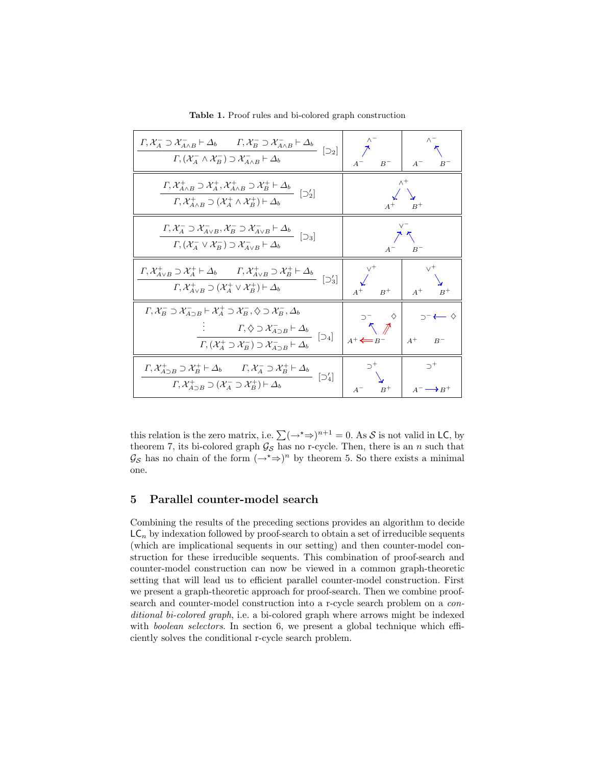**Table 1.** Proof rules and bi-colored graph construction

| Rule | Graph | |
|---|---|---|
| $$\frac{\Gamma, \mathcal{X}_A^- \supset \mathcal{X}_{A\wedge B}^- \vdash \Delta_b \qquad \Gamma, \mathcal{X}_B^- \supset \mathcal{X}_{A\wedge B}^- \vdash \Delta_b}{\Gamma, (\mathcal{X}_A^- \wedge \mathcal{X}_B^-) \supset \mathcal{X}_{A\wedge B}^- \vdash \Delta_b}\ [\supset_2]$$ | $A^- \to \wedge^-$ | $B^- \to \wedge^-$ |
| $$\frac{\Gamma, \mathcal{X}_{A\wedge B}^+ \supset \mathcal{X}_A^+, \mathcal{X}_{A\wedge B}^+ \supset \mathcal{X}_B^+ \vdash \Delta_b}{\Gamma, \mathcal{X}_{A\wedge B}^+ \supset (\mathcal{X}_A^+ \wedge \mathcal{X}_B^+) \vdash \Delta_b}\ [\supset_2']$$ | $\wedge^+ \to A^+$, $\wedge^+ \to B^+$ | |
| $$\frac{\Gamma, \mathcal{X}_A^- \supset \mathcal{X}_{A\vee B}^-, \mathcal{X}_B^- \supset \mathcal{X}_{A\vee B}^- \vdash \Delta_b}{\Gamma, (\mathcal{X}_A^- \vee \mathcal{X}_B^-) \supset \mathcal{X}_{A\vee B}^- \vdash \Delta_b}\ [\supset_3]$$ | $A^- \to \vee^-$, $B^- \to \vee^-$ | |
| $$\frac{\Gamma, \mathcal{X}_{A\vee B}^+ \supset \mathcal{X}_A^+ \vdash \Delta_b \qquad \Gamma, \mathcal{X}_{A\vee B}^+ \supset \mathcal{X}_B^+ \vdash \Delta_b}{\Gamma, \mathcal{X}_{A\vee B}^+ \supset (\mathcal{X}_A^+ \vee \mathcal{X}_B^+) \vdash \Delta_b}\ [\supset_3']$$ | $\vee^+ \to A^+$ | $\vee^+ \to B^+$ |
| $$\frac{\begin{array}{c}\Gamma, \mathcal{X}_B^- \supset \mathcal{X}_{A\supset B}^- \vdash \mathcal{X}_A^+ \supset \mathcal{X}_B^-, \diamondsuit \supset \mathcal{X}_B^-, \Delta_b \\ \vdots \qquad \Gamma, \diamondsuit \supset \mathcal{X}_{A\supset B}^- \vdash \Delta_b\end{array}}{\Gamma, (\mathcal{X}_A^+ \supset \mathcal{X}_B^-) \supset \mathcal{X}_{A\supset B}^- \vdash \Delta_b}\ [\supset_4]$$ | $B^- \to \supset^-$, $B^- \Rightarrow \diamondsuit$, $B^- \Rightarrow A^+$ | $\diamondsuit \to \supset^-$ |
| $$\frac{\Gamma, \mathcal{X}_{A\supset B}^+ \supset \mathcal{X}_B^+ \vdash \Delta_b \qquad \Gamma, \mathcal{X}_A^- \supset \mathcal{X}_B^+ \vdash \Delta_b}{\Gamma, \mathcal{X}_{A\supset B}^+ \supset (\mathcal{X}_A^- \supset \mathcal{X}_B^+) \vdash \Delta_b}\ [\supset_4']$$ | $\supset^+ \to B^+$ | $A^- \to B^+$ |

this relation is the zero matrix, i.e. $\sum(\to^\star\Rightarrow)^{n+1} = 0$. As $\mathcal{S}$ is not valid in $\mathsf{LC}$, by theorem 7, its bi-colored graph $\mathcal{G}_\mathcal{S}$ has no r-cycle. Then, there is an $n$ such that $\mathcal{G}_\mathcal{S}$ has no chain of the form $(\to^\star\Rightarrow)^n$ by theorem 5. So there exists a minimal one.

## 5 Parallel counter-model search

Combining the results of the preceding sections provides an algorithm to decide $\mathsf{LC}_n$ by indexation followed by proof-search to obtain a set of irreducible sequents (which are implicational sequents in our setting) and then counter-model construction for these irreducible sequents. This combination of proof-search and counter-model construction can now be viewed in a common graph-theoretic setting that will lead us to efficient parallel counter-model construction. First we present a graph-theoretic approach for proof-search. Then we combine proof-search and counter-model construction into a r-cycle search problem on a *conditional bi-colored graph*, i.e. a bi-colored graph where arrows might be indexed with *boolean selectors*. In section 6, we present a global technique which efficiently solves the conditional r-cycle search problem.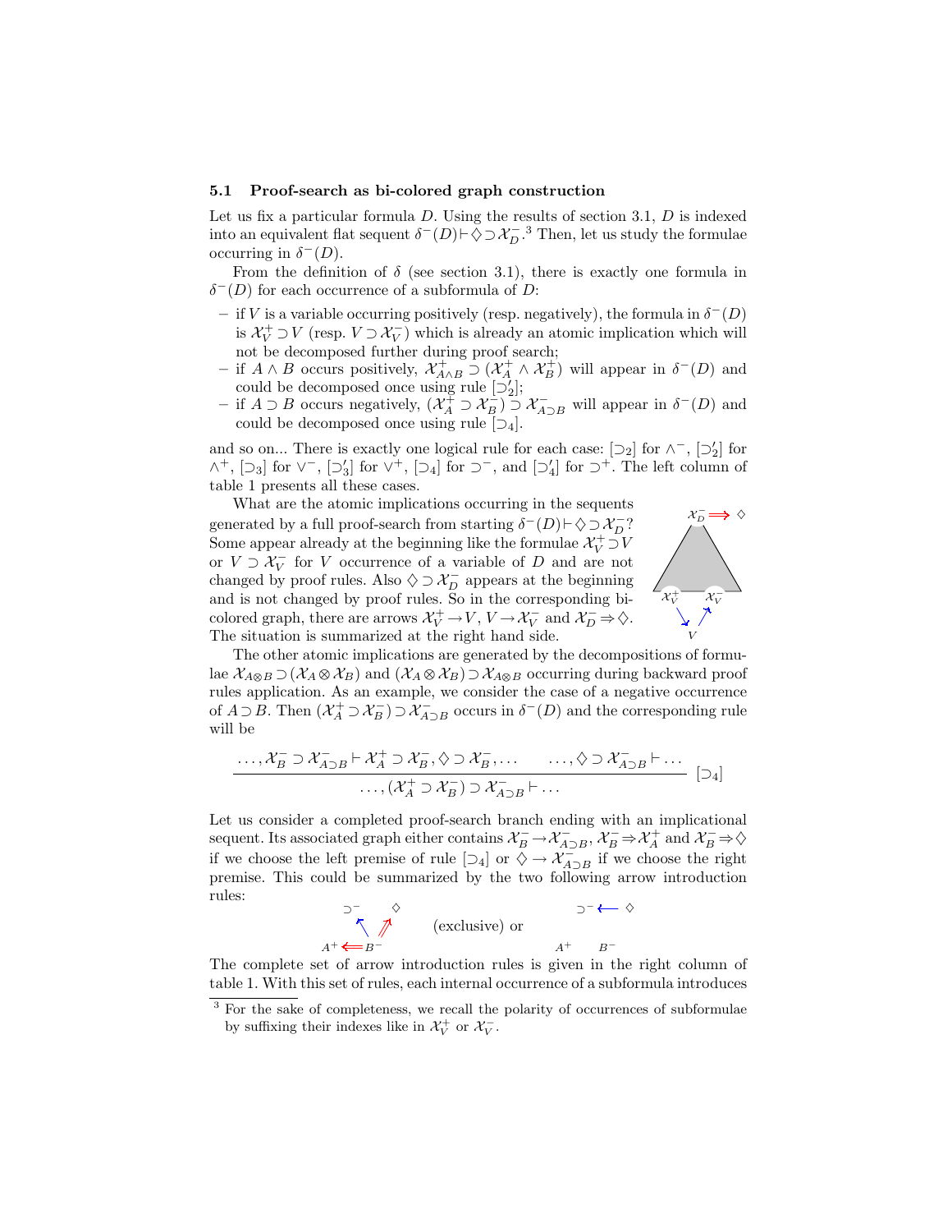### 5.1 Proof-search as bi-colored graph construction

Let us fix a particular formula $D$. Using the results of section 3.1, $D$ is indexed into an equivalent flat sequent $\delta^-(D) \vdash \diamondsuit \supset \mathcal{X}_D^-$.[3] Then, let us study the formulae occurring in $\delta^-(D)$.

From the definition of $\delta$ (see section 3.1), there is exactly one formula in $\delta^-(D)$ for each occurrence of a subformula of $D$:

- if $V$ is a variable occurring positively (resp. negatively), the formula in $\delta^-(D)$ is $\mathcal{X}_V^+ \supset V$ (resp. $V \supset \mathcal{X}_V^-$) which is already an atomic implication which will not be decomposed further during proof search;
- if $A \wedge B$ occurs positively, $\mathcal{X}_{A\wedge B}^+ \supset (\mathcal{X}_A^+ \wedge \mathcal{X}_B^+)$ will appear in $\delta^-(D)$ and could be decomposed once using rule $[\supset_2']$;
- if $A \supset B$ occurs negatively, $(\mathcal{X}_A^+ \supset \mathcal{X}_B^-) \supset \mathcal{X}_{A\supset B}^-$ will appear in $\delta^-(D)$ and could be decomposed once using rule $[\supset_4]$.

and so on... There is exactly one logical rule for each case: $[\supset_2]$ for $\wedge^-$, $[\supset_2']$ for $\wedge^+$, $[\supset_3]$ for $\vee^-$, $[\supset_3']$ for $\vee^+$, $[\supset_4]$ for $\supset^-$, and $[\supset_4']$ for $\supset^+$. The left column of table 1 presents all these cases.

What are the atomic implications occurring in the sequents generated by a full proof-search from starting $\delta^-(D) \vdash \diamondsuit \supset \mathcal{X}_D^-$? Some appear already at the beginning like the formulae $\mathcal{X}_V^+ \supset V$ or $V \supset \mathcal{X}_V^-$ for $V$ occurrence of a variable of $D$ and are not changed by proof rules. Also $\diamondsuit \supset \mathcal{X}_D^-$ appears at the beginning and is not changed by proof rules. So in the corresponding bi-colored graph, there are arrows $\mathcal{X}_V^+ \rightarrow V$, $V \rightarrow \mathcal{X}_V^-$ and $\mathcal{X}_D^- \Rightarrow \diamondsuit$. The situation is summarized at the right hand side.

The other atomic implications are generated by the decompositions of formulae $\mathcal{X}_{A\otimes B} \supset (\mathcal{X}_A \otimes \mathcal{X}_B)$ and $(\mathcal{X}_A \otimes \mathcal{X}_B) \supset \mathcal{X}_{A\otimes B}$ occurring during backward proof rules application. As an example, we consider the case of a negative occurrence of $A \supset B$. Then $(\mathcal{X}_A^+ \supset \mathcal{X}_B^-) \supset \mathcal{X}_{A\supset B}^-$ occurs in $\delta^-(D)$ and the corresponding rule will be

$$\frac{\ldots, \mathcal{X}_B^- \supset \mathcal{X}_{A\supset B}^- \vdash \mathcal{X}_A^+ \supset \mathcal{X}_B^-, \diamondsuit \supset \mathcal{X}_B^-, \ldots \qquad \ldots, \diamondsuit \supset \mathcal{X}_{A\supset B}^- \vdash \ldots}{\ldots, (\mathcal{X}_A^+ \supset \mathcal{X}_B^-) \supset \mathcal{X}_{A\supset B}^- \vdash \ldots}\ [\supset_4]$$

Let us consider a completed proof-search branch ending with an implicational sequent. Its associated graph either contains $\mathcal{X}_B^- \rightarrow \mathcal{X}_{A\supset B}^-$, $\mathcal{X}_B^- \Rightarrow \mathcal{X}_A^+$ and $\mathcal{X}_B^- \Rightarrow \diamondsuit$ if we choose the left premise of rule $[\supset_4]$ or $\diamondsuit \rightarrow \mathcal{X}_{A\supset B}^-$ if we choose the right premise. This could be summarized by the two following arrow introduction rules:

(exclusive) or

The complete set of arrow introduction rules is given in the right column of table 1. With this set of rules, each internal occurrence of a subformula introduces

---

[3] For the sake of completeness, we recall the polarity of occurrences of subformulae by suffixing their indexes like in $\mathcal{X}_V^+$ or $\mathcal{X}_V^-$.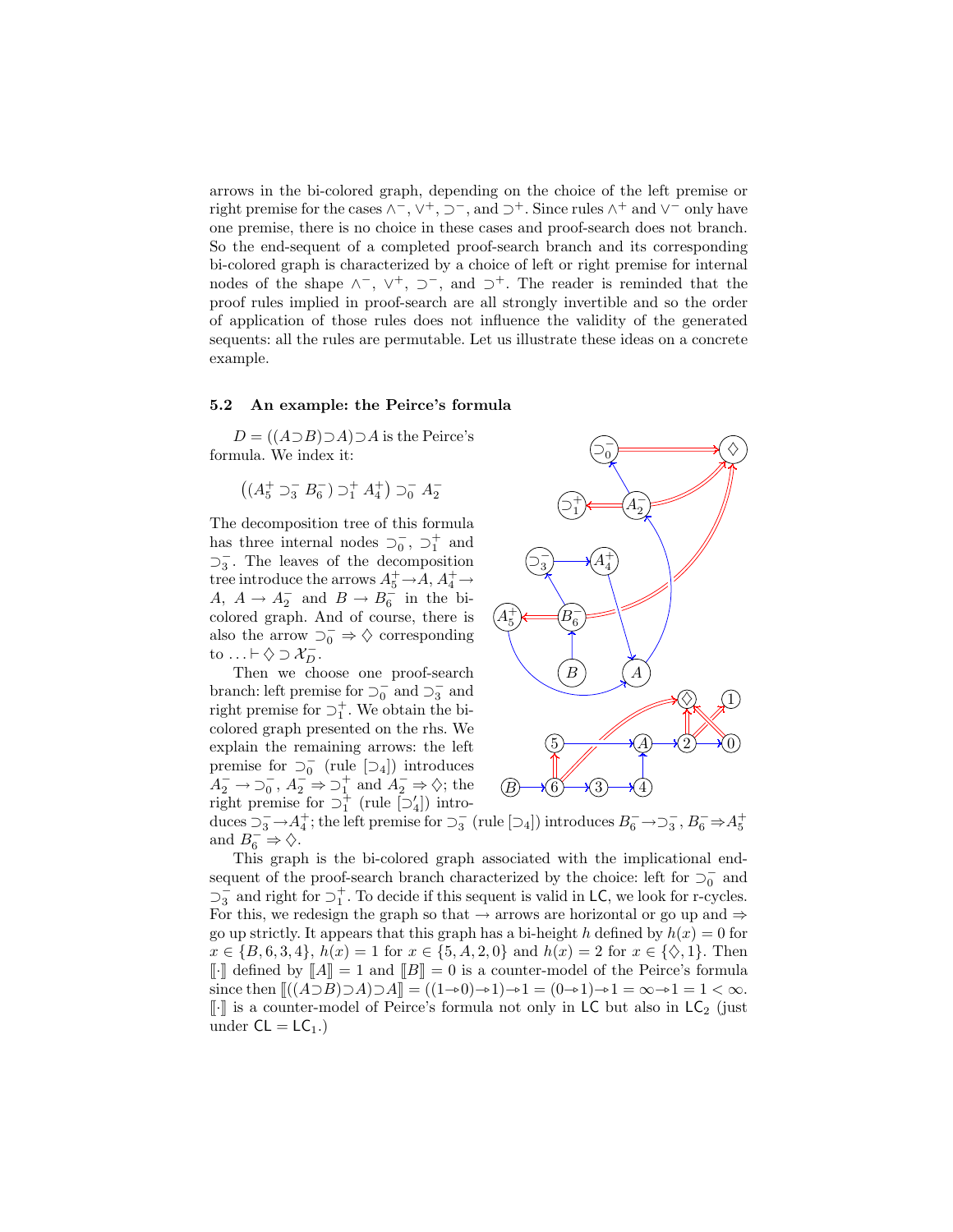arrows in the bi-colored graph, depending on the choice of the left premise or right premise for the cases $\wedge^-$, $\vee^+$, $\supset^-$, and $\supset^+$. Since rules $\wedge^+$ and $\vee^-$ only have one premise, there is no choice in these cases and proof-search does not branch. So the end-sequent of a completed proof-search branch and its corresponding bi-colored graph is characterized by a choice of left or right premise for internal nodes of the shape $\wedge^-$, $\vee^+$, $\supset^-$, and $\supset^+$. The reader is reminded that the proof rules implied in proof-search are all strongly invertible and so the order of application of those rules does not influence the validity of the generated sequents: all the rules are permutable. Let us illustrate these ideas on a concrete example.

### 5.2 An example: the Peirce's formula

$D = ((A \supset B) \supset A) \supset A$ is the Peirce's formula. We index it:

$$\big((A_5^+ \supset_3^- B_6^-) \supset_1^+ A_4^+\big) \supset_0^- A_2^-$$

The decomposition tree of this formula has three internal nodes $\supset_0^-$, $\supset_1^+$ and $\supset_3^-$. The leaves of the decomposition tree introduce the arrows $A_5^+ \to A$, $A_4^+ \to A$, $A \to A_2^-$ and $B \to B_6^-$ in the bi-colored graph. And of course, there is also the arrow $\supset_0^- \Rightarrow \diamondsuit$ corresponding to $\ldots \vdash \diamondsuit \supset \mathcal{X}_D^-$.

Then we choose one proof-search branch: left premise for $\supset_0^-$ and $\supset_3^-$ and right premise for $\supset_1^+$. We obtain the bi-colored graph presented on the rhs. We explain the remaining arrows: the left premise for $\supset_0^-$ (rule $[\supset_4]$) introduces $A_2^- \to \supset_0^-$, $A_2^- \Rightarrow \supset_1^+$ and $A_2^- \Rightarrow \diamondsuit$; the right premise for $\supset_1^+$ (rule $[\supset_4']$) introduces $\supset_3^- \to A_4^+$; the left premise for $\supset_3^-$ (rule $[\supset_4]$) introduces $B_6^- \to \supset_3^-$, $B_6^- \Rightarrow A_5^+$ and $B_6^- \Rightarrow \diamondsuit$.

This graph is the bi-colored graph associated with the implicational end-sequent of the proof-search branch characterized by the choice: left for $\supset_0^-$ and $\supset_3^-$ and right for $\supset_1^+$. To decide if this sequent is valid in $\mathsf{LC}$, we look for r-cycles. For this, we redesign the graph so that $\to$ arrows are horizontal or go up and $\Rightarrow$ go up strictly. It appears that this graph has a bi-height $h$ defined by $h(x) = 0$ for $x \in \{B, 6, 3, 4\}$, $h(x) = 1$ for $x \in \{5, A, 2, 0\}$ and $h(x) = 2$ for $x \in \{\diamondsuit, 1\}$. Then $[\![\cdot]\!]$ defined by $[\![A]\!] = 1$ and $[\![B]\!] = 0$ is a counter-model of the Peirce's formula since then $[\![((A \supset B) \supset A) \supset A]\!] = ((1 \twoheadrightarrow 0) \twoheadrightarrow 1) \twoheadrightarrow 1 = (0 \twoheadrightarrow 1) \twoheadrightarrow 1 = \infty \twoheadrightarrow 1 = 1 < \infty$. $[\![\cdot]\!]$ is a counter-model of Peirce's formula not only in $\mathsf{LC}$ but also in $\mathsf{LC}_2$ (just under $\mathsf{CL} = \mathsf{LC}_1$.)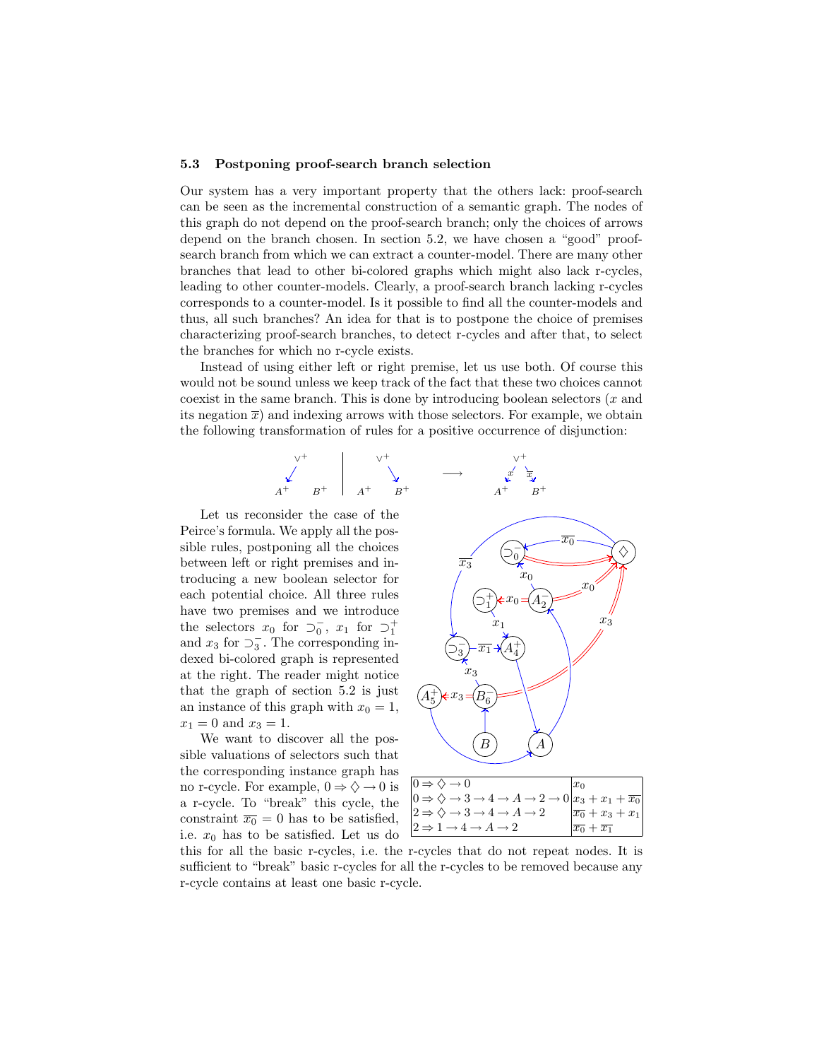### 5.3 Postponing proof-search branch selection

Our system has a very important property that the others lack: proof-search can be seen as the incremental construction of a semantic graph. The nodes of this graph do not depend on the proof-search branch; only the choices of arrows depend on the branch chosen. In section 5.2, we have chosen a "good" proof-search branch from which we can extract a counter-model. There are many other branches that lead to other bi-colored graphs which might also lack r-cycles, leading to other counter-models. Clearly, a proof-search branch lacking r-cycles corresponds to a counter-model. Is it possible to find all the counter-models and thus, all such branches? An idea for that is to postpone the choice of premises characterizing proof-search branches, to detect r-cycles and after that, to select the branches for which no r-cycle exists.

Instead of using either left or right premise, let us use both. Of course this would not be sound unless we keep track of the fact that these two choices cannot coexist in the same branch. This is done by introducing boolean selectors ($x$ and its negation $\overline{x}$) and indexing arrows with those selectors. For example, we obtain the following transformation of rules for a positive occurrence of disjunction:

Let us reconsider the case of the Peirce's formula. We apply all the possible rules, postponing all the choices between left or right premises and introducing a new boolean selector for each potential choice. All three rules have two premises and we introduce the selectors $x_0$ for $\supset_0^-$, $x_1$ for $\supset_1^+$ and $x_3$ for $\supset_3^-$. The corresponding indexed bi-colored graph is represented at the right. The reader might notice that the graph of section 5.2 is just an instance of this graph with $x_0 = 1$, $x_1 = 0$ and $x_3 = 1$.

We want to discover all the possible valuations of selectors such that the corresponding instance graph has no r-cycle. For example, $0 \Rightarrow \Diamond \rightarrow 0$ is a r-cycle. To "break" this cycle, the constraint $\overline{x_0} = 0$ has to be satisfied, i.e. $x_0$ has to be satisfied. Let us do this for all the basic r-cycles, i.e. the r-cycles that do not repeat nodes. It is sufficient to "break" basic r-cycles for all the r-cycles to be removed because any r-cycle contains at least one basic r-cycle.

| r-cycle | constraint |
|---|---|
| $0 \Rightarrow \Diamond \rightarrow 0$ | $x_0$ |
| $0 \Rightarrow \Diamond \rightarrow 3 \rightarrow 4 \rightarrow A \rightarrow 2 \rightarrow 0$ | $x_3 + x_1 + \overline{x_0}$ |
| $2 \Rightarrow \Diamond \rightarrow 3 \rightarrow 4 \rightarrow A \rightarrow 2$ | $\overline{x_0} + x_3 + x_1$ |
| $2 \Rightarrow 1 \rightarrow 4 \rightarrow A \rightarrow 2$ | $\overline{x_0} + \overline{x_1}$ |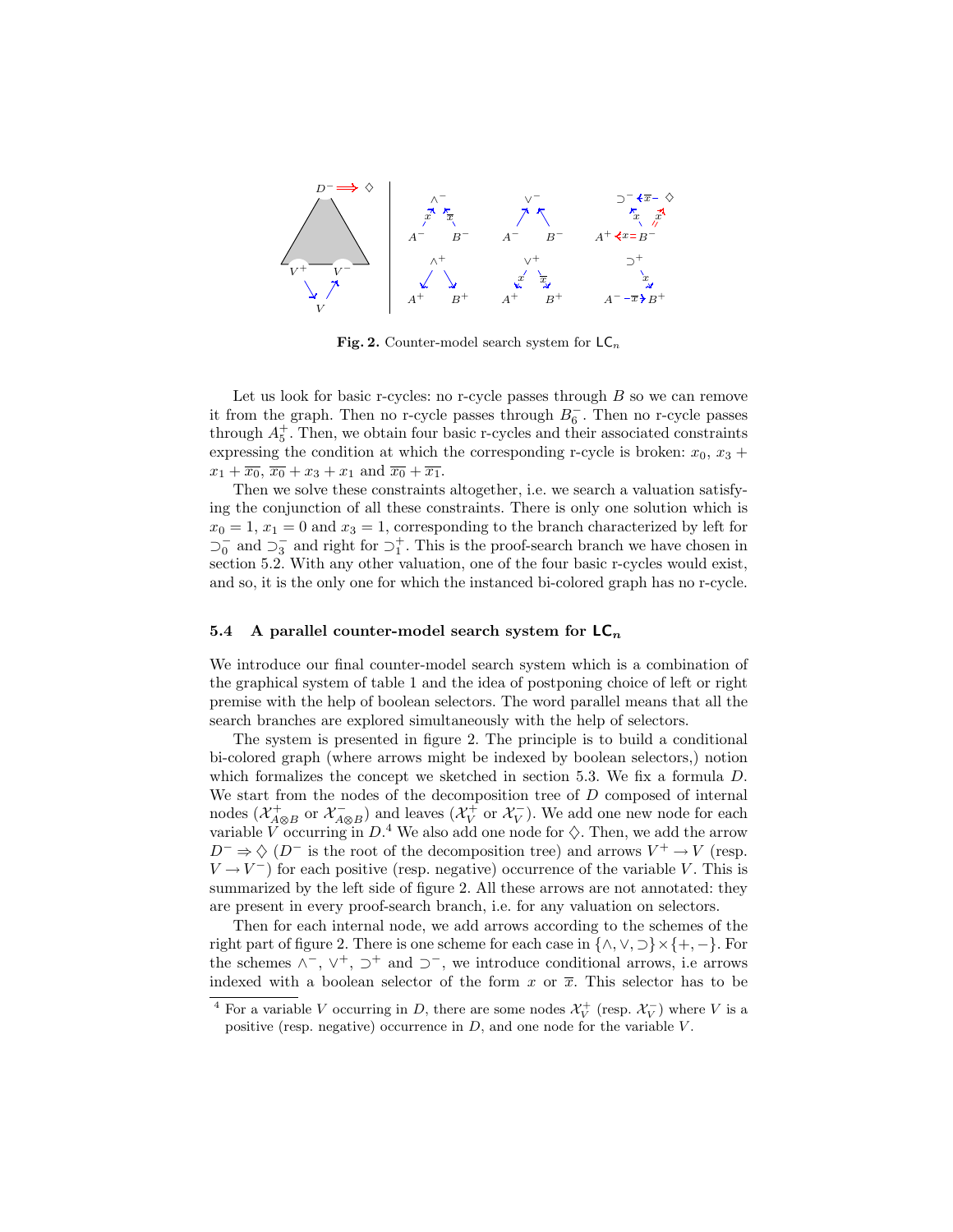**Fig. 2.** Counter-model search system for $\mathsf{LC}_n$

Let us look for basic r-cycles: no r-cycle passes through $B$ so we can remove it from the graph. Then no r-cycle passes through $B_6^-$. Then no r-cycle passes through $A_5^+$. Then, we obtain four basic r-cycles and their associated constraints expressing the condition at which the corresponding r-cycle is broken: $x_0$, $x_3 + x_1 + \overline{x_0}$, $\overline{x_0} + x_3 + x_1$ and $\overline{x_0} + \overline{x_1}$.

Then we solve these constraints altogether, i.e. we search a valuation satisfying the conjunction of all these constraints. There is only one solution which is $x_0 = 1$, $x_1 = 0$ and $x_3 = 1$, corresponding to the branch characterized by left for $\supset_0^-$ and $\supset_3^-$ and right for $\supset_1^+$. This is the proof-search branch we have chosen in section 5.2. With any other valuation, one of the four basic r-cycles would exist, and so, it is the only one for which the instanced bi-colored graph has no r-cycle.

### 5.4 A parallel counter-model search system for $\mathsf{LC}_n$

We introduce our final counter-model search system which is a combination of the graphical system of table 1 and the idea of postponing choice of left or right premise with the help of boolean selectors. The word parallel means that all the search branches are explored simultaneously with the help of selectors.

The system is presented in figure 2. The principle is to build a conditional bi-colored graph (where arrows might be indexed by boolean selectors,) notion which formalizes the concept we sketched in section 5.3. We fix a formula $D$. We start from the nodes of the decomposition tree of $D$ composed of internal nodes ($\mathcal{X}^+_{A\otimes B}$ or $\mathcal{X}^-_{A\otimes B}$) and leaves ($\mathcal{X}^+_V$ or $\mathcal{X}^-_V$). We add one new node for each variable $V$ occurring in $D$.[4] We also add one node for $\diamondsuit$. Then, we add the arrow $D^- \Rightarrow \diamondsuit$ ($D^-$ is the root of the decomposition tree) and arrows $V^+ \to V$ (resp. $V \to V^-$) for each positive (resp. negative) occurrence of the variable $V$. This is summarized by the left side of figure 2. All these arrows are not annotated: they are present in every proof-search branch, i.e. for any valuation on selectors.

Then for each internal node, we add arrows according to the schemes of the right part of figure 2. There is one scheme for each case in $\{\wedge, \vee, \supset\} \times \{+, -\}$. For the schemes $\wedge^-$, $\vee^+$, $\supset^+$ and $\supset^-$, we introduce conditional arrows, i.e arrows indexed with a boolean selector of the form $x$ or $\overline{x}$. This selector has to be

[4] For a variable $V$ occurring in $D$, there are some nodes $\mathcal{X}^+_V$ (resp. $\mathcal{X}^-_V$) where $V$ is a positive (resp. negative) occurrence in $D$, and one node for the variable $V$.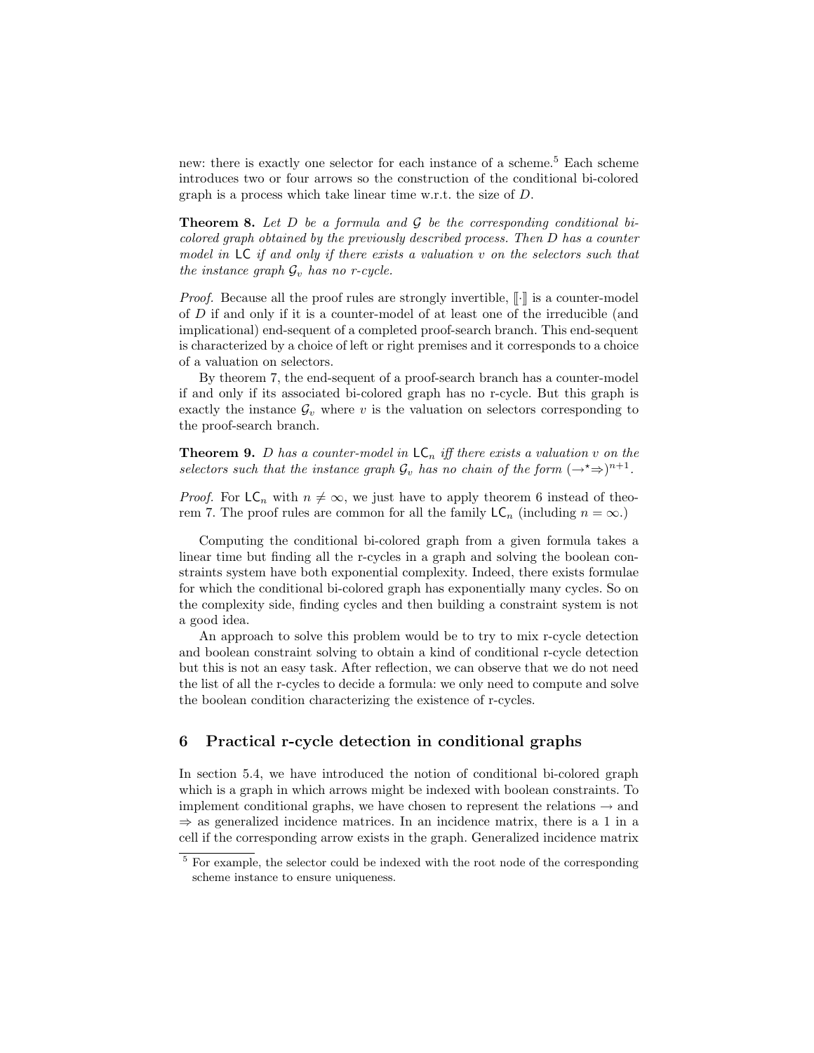new: there is exactly one selector for each instance of a scheme.[5] Each scheme introduces two or four arrows so the construction of the conditional bi-colored graph is a process which take linear time w.r.t. the size of $D$.

**Theorem 8.** *Let $D$ be a formula and $\mathcal{G}$ be the corresponding conditional bi-colored graph obtained by the previously described process. Then $D$ has a counter model in* $\mathsf{LC}$ *if and only if there exists a valuation $v$ on the selectors such that the instance graph $\mathcal{G}_v$ has no r-cycle.*

*Proof.* Because all the proof rules are strongly invertible, $[\![\cdot]\!]$ is a counter-model of $D$ if and only if it is a counter-model of at least one of the irreducible (and implicational) end-sequent of a completed proof-search branch. This end-sequent is characterized by a choice of left or right premises and it corresponds to a choice of a valuation on selectors.

By theorem 7, the end-sequent of a proof-search branch has a counter-model if and only if its associated bi-colored graph has no r-cycle. But this graph is exactly the instance $\mathcal{G}_v$ where $v$ is the valuation on selectors corresponding to the proof-search branch.

**Theorem 9.** *$D$ has a counter-model in $\mathsf{LC}_n$ iff there exists a valuation $v$ on the selectors such that the instance graph $\mathcal{G}_v$ has no chain of the form $(\rightarrow^\star\Rightarrow)^{n+1}$.*

*Proof.* For $\mathsf{LC}_n$ with $n \neq \infty$, we just have to apply theorem 6 instead of theorem 7. The proof rules are common for all the family $\mathsf{LC}_n$ (including $n = \infty$.)

Computing the conditional bi-colored graph from a given formula takes a linear time but finding all the r-cycles in a graph and solving the boolean constraints system have both exponential complexity. Indeed, there exists formulae for which the conditional bi-colored graph has exponentially many cycles. So on the complexity side, finding cycles and then building a constraint system is not a good idea.

An approach to solve this problem would be to try to mix r-cycle detection and boolean constraint solving to obtain a kind of conditional r-cycle detection but this is not an easy task. After reflection, we can observe that we do not need the list of all the r-cycles to decide a formula: we only need to compute and solve the boolean condition characterizing the existence of r-cycles.

## 6 Practical r-cycle detection in conditional graphs

In section 5.4, we have introduced the notion of conditional bi-colored graph which is a graph in which arrows might be indexed with boolean constraints. To implement conditional graphs, we have chosen to represent the relations $\rightarrow$ and $\Rightarrow$ as generalized incidence matrices. In an incidence matrix, there is a 1 in a cell if the corresponding arrow exists in the graph. Generalized incidence matrix

[5] For example, the selector could be indexed with the root node of the corresponding scheme instance to ensure uniqueness.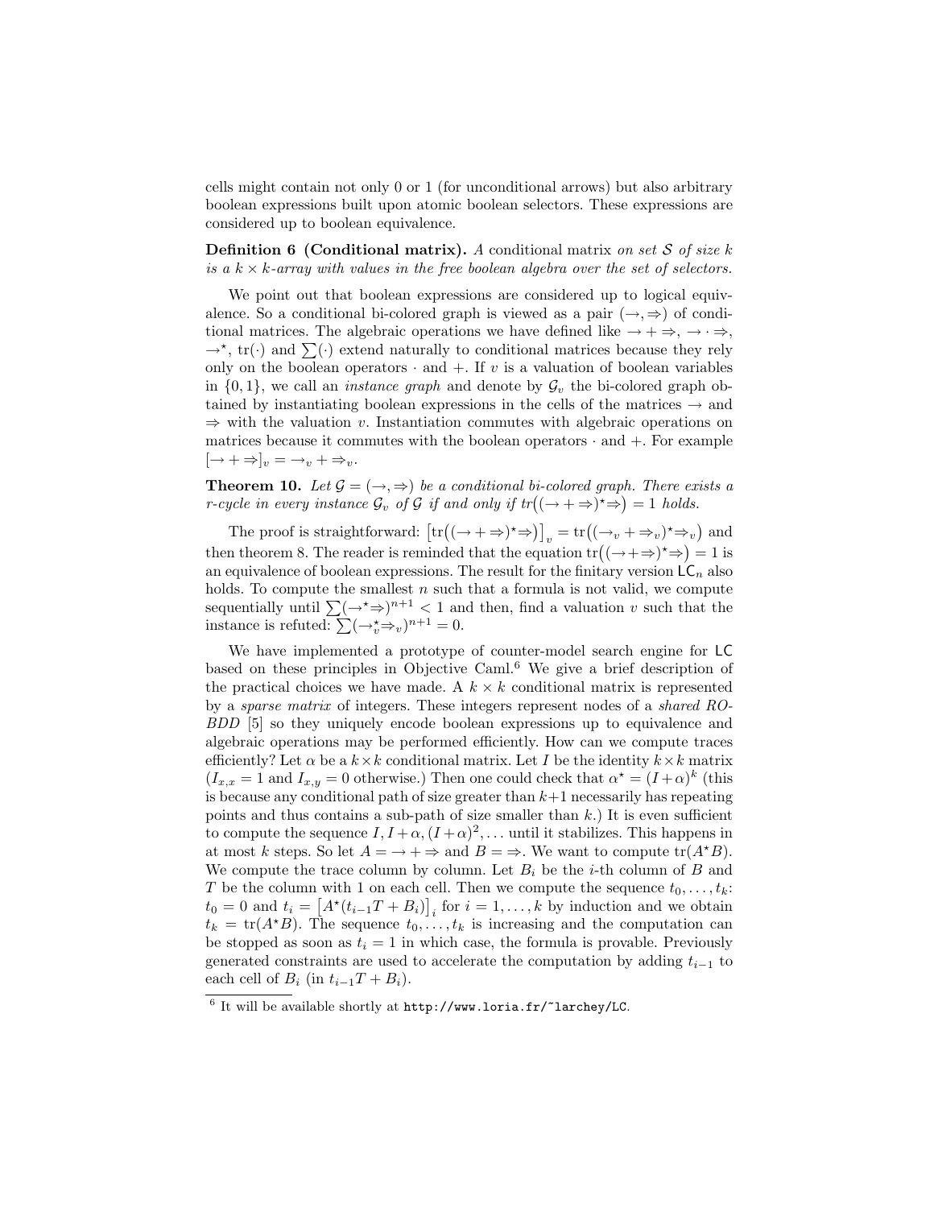cells might contain not only 0 or 1 (for unconditional arrows) but also arbitrary boolean expressions built upon atomic boolean selectors. These expressions are considered up to boolean equivalence.

**Definition 6 (Conditional matrix).** *A* conditional matrix *on set $\mathcal{S}$ of size $k$ is a $k \times k$-array with values in the free boolean algebra over the set of selectors.*

We point out that boolean expressions are considered up to logical equivalence. So a conditional bi-colored graph is viewed as a pair $(\rightarrow, \Rightarrow)$ of conditional matrices. The algebraic operations we have defined like $\rightarrow + \Rightarrow$, $\rightarrow \cdot \Rightarrow$, $\rightarrow^\star$, $\text{tr}(\cdot)$ and $\sum(\cdot)$ extend naturally to conditional matrices because they rely only on the boolean operators $\cdot$ and $+$. If $v$ is a valuation of boolean variables in $\{0,1\}$, we call an *instance graph* and denote by $\mathcal{G}_v$ the bi-colored graph obtained by instantiating boolean expressions in the cells of the matrices $\rightarrow$ and $\Rightarrow$ with the valuation $v$. Instantiation commutes with algebraic operations on matrices because it commutes with the boolean operators $\cdot$ and $+$. For example $[\rightarrow + \Rightarrow]_v = \rightarrow_v + \Rightarrow_v$.

**Theorem 10.** *Let $\mathcal{G} = (\rightarrow, \Rightarrow)$ be a conditional bi-colored graph. There exists a r-cycle in every instance $\mathcal{G}_v$ of $\mathcal{G}$ if and only if $tr\big((\rightarrow + \Rightarrow)^\star \Rightarrow\big) = 1$ holds.*

The proof is straightforward: $\big[\text{tr}\big((\rightarrow + \Rightarrow)^\star \Rightarrow\big)\big]_v = \text{tr}\big((\rightarrow_v + \Rightarrow_v)^\star \Rightarrow_v\big)$ and then theorem 8. The reader is reminded that the equation $\text{tr}\big((\rightarrow + \Rightarrow)^\star \Rightarrow\big) = 1$ is an equivalence of boolean expressions. The result for the finitary version $\mathsf{LC}_n$ also holds. To compute the smallest $n$ such that a formula is not valid, we compute sequentially until $\sum(\rightarrow^\star \Rightarrow)^{n+1} < 1$ and then, find a valuation $v$ such that the instance is refuted: $\sum(\rightarrow_v^\star \Rightarrow_v)^{n+1} = 0$.

We have implemented a prototype of counter-model search engine for $\mathsf{LC}$ based on these principles in Objective Caml.[6] We give a brief description of the practical choices we have made. A $k \times k$ conditional matrix is represented by a *sparse matrix* of integers. These integers represent nodes of a *shared RO-BDD* [5] so they uniquely encode boolean expressions up to equivalence and algebraic operations may be performed efficiently. How can we compute traces efficiently? Let $\alpha$ be a $k \times k$ conditional matrix. Let $I$ be the identity $k \times k$ matrix ($I_{x,x} = 1$ and $I_{x,y} = 0$ otherwise.) Then one could check that $\alpha^\star = (I + \alpha)^k$ (this is because any conditional path of size greater than $k+1$ necessarily has repeating points and thus contains a sub-path of size smaller than $k$.) It is even sufficient to compute the sequence $I, I + \alpha, (I + \alpha)^2, \ldots$ until it stabilizes. This happens in at most $k$ steps. So let $A = \rightarrow + \Rightarrow$ and $B = \Rightarrow$. We want to compute $\text{tr}(A^\star B)$. We compute the trace column by column. Let $B_i$ be the $i$-th column of $B$ and $T$ be the column with 1 on each cell. Then we compute the sequence $t_0, \ldots, t_k$: $t_0 = 0$ and $t_i = \big[A^\star(t_{i-1}T + B_i)\big]_i$ for $i = 1, \ldots, k$ by induction and we obtain $t_k = \text{tr}(A^\star B)$. The sequence $t_0, \ldots, t_k$ is increasing and the computation can be stopped as soon as $t_i = 1$ in which case, the formula is provable. Previously generated constraints are used to accelerate the computation by adding $t_{i-1}$ to each cell of $B_i$ (in $t_{i-1}T + B_i$).

[6] It will be available shortly at `http://www.loria.fr/~larchey/LC`.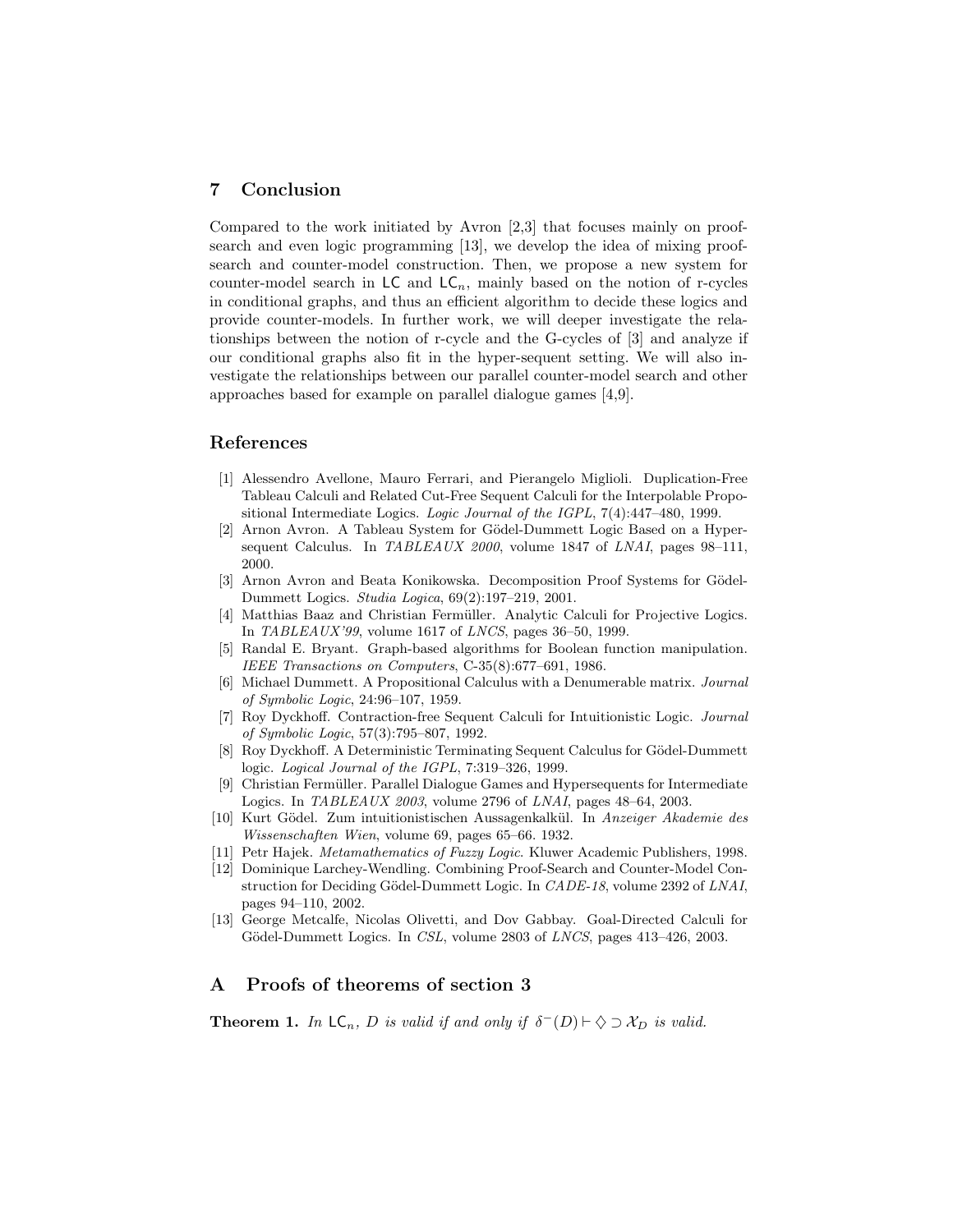## 7 Conclusion

Compared to the work initiated by Avron [2,3] that focuses mainly on proof-search and even logic programming [13], we develop the idea of mixing proof-search and counter-model construction. Then, we propose a new system for counter-model search in $\mathsf{LC}$ and $\mathsf{LC}_n$, mainly based on the notion of r-cycles in conditional graphs, and thus an efficient algorithm to decide these logics and provide counter-models. In further work, we will deeper investigate the relationships between the notion of r-cycle and the G-cycles of [3] and analyze if our conditional graphs also fit in the hyper-sequent setting. We will also investigate the relationships between our parallel counter-model search and other approaches based for example on parallel dialogue games [4,9].

## References

[1] Alessendro Avellone, Mauro Ferrari, and Pierangelo Miglioli. Duplication-Free Tableau Calculi and Related Cut-Free Sequent Calculi for the Interpolable Propositional Intermediate Logics. *Logic Journal of the IGPL*, 7(4):447–480, 1999.

[2] Arnon Avron. A Tableau System for Gödel-Dummett Logic Based on a Hypersequent Calculus. In *TABLEAUX 2000*, volume 1847 of *LNAI*, pages 98–111, 2000.

[3] Arnon Avron and Beata Konikowska. Decomposition Proof Systems for Gödel-Dummett Logics. *Studia Logica*, 69(2):197–219, 2001.

[4] Matthias Baaz and Christian Fermüller. Analytic Calculi for Projective Logics. In *TABLEAUX'99*, volume 1617 of *LNCS*, pages 36–50, 1999.

[5] Randal E. Bryant. Graph-based algorithms for Boolean function manipulation. *IEEE Transactions on Computers*, C-35(8):677–691, 1986.

[6] Michael Dummett. A Propositional Calculus with a Denumerable matrix. *Journal of Symbolic Logic*, 24:96–107, 1959.

[7] Roy Dyckhoff. Contraction-free Sequent Calculi for Intuitionistic Logic. *Journal of Symbolic Logic*, 57(3):795–807, 1992.

[8] Roy Dyckhoff. A Deterministic Terminating Sequent Calculus for Gödel-Dummett logic. *Logical Journal of the IGPL*, 7:319–326, 1999.

[9] Christian Fermüller. Parallel Dialogue Games and Hypersequents for Intermediate Logics. In *TABLEAUX 2003*, volume 2796 of *LNAI*, pages 48–64, 2003.

[10] Kurt Gödel. Zum intuitionistischen Aussagenkalkül. In *Anzeiger Akademie des Wissenschaften Wien*, volume 69, pages 65–66. 1932.

[11] Petr Hajek. *Metamathematics of Fuzzy Logic*. Kluwer Academic Publishers, 1998.

[12] Dominique Larchey-Wendling. Combining Proof-Search and Counter-Model Construction for Deciding Gödel-Dummett Logic. In *CADE-18*, volume 2392 of *LNAI*, pages 94–110, 2002.

[13] George Metcalfe, Nicolas Olivetti, and Dov Gabbay. Goal-Directed Calculi for Gödel-Dummett Logics. In *CSL*, volume 2803 of *LNCS*, pages 413–426, 2003.

## A Proofs of theorems of section 3

**Theorem 1.** *In* $\mathsf{LC}_n$*, $D$ is valid if and only if* $\delta^-(D) \vdash \Diamond \supset \mathcal{X}_D$ *is valid.*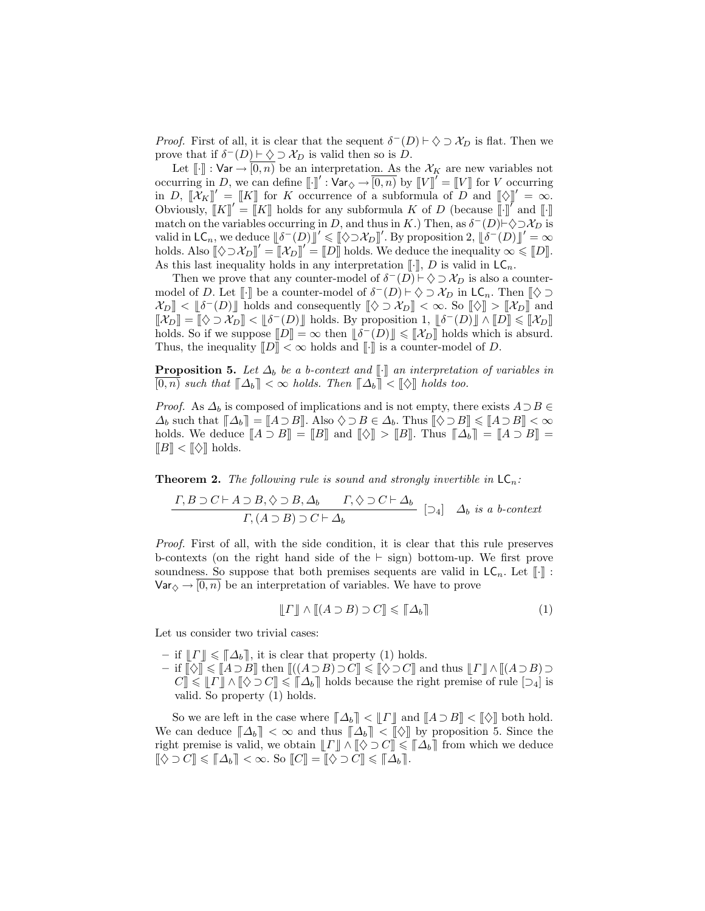*Proof.* First of all, it is clear that the sequent $\delta^-(D) \vdash \diamondsuit \supset \mathcal{X}_D$ is flat. Then we prove that if $\delta^-(D) \vdash \diamondsuit \supset \mathcal{X}_D$ is valid then so is $D$.

Let $[\![\cdot]\!] : \mathsf{Var} \to \overline{[0,n)}$ be an interpretation. As the $\mathcal{X}_K$ are new variables not occurring in $D$, we can define $[\![\cdot]\!]' : \mathsf{Var}_\diamondsuit \to \overline{[0,n)}$ by $[\![V]\!]' = [\![V]\!]$ for $V$ occurring in $D$, $[\![\mathcal{X}_K]\!]' = [\![K]\!]$ for $K$ occurrence of a subformula of $D$ and $[\![\diamondsuit]\!]' = \infty$. Obviously, $[\![K]\!]' = [\![K]\!]$ holds for any subformula $K$ of $D$ (because $[\![\cdot]\!]'$ and $[\![\cdot]\!]$ match on the variables occurring in $D$, and thus in $K$.) Then, as $\delta^-(D) \vdash \diamondsuit \supset \mathcal{X}_D$ is valid in $\mathsf{LC}_n$, we deduce $\lfloor\!\lfloor \delta^-(D) \rfloor\!\rfloor' \leqslant [\![\diamondsuit \supset \mathcal{X}_D]\!]'$. By proposition 2, $\lfloor\!\lfloor \delta^-(D) \rfloor\!\rfloor' = \infty$ holds. Also $[\![\diamondsuit \supset \mathcal{X}_D]\!]' = [\![\mathcal{X}_D]\!]' = [\![D]\!]$ holds. We deduce the inequality $\infty \leqslant [\![D]\!]$. As this last inequality holds in any interpretation $[\![\cdot]\!]$, $D$ is valid in $\mathsf{LC}_n$.

Then we prove that any counter-model of $\delta^-(D) \vdash \diamondsuit \supset \mathcal{X}_D$ is also a counter-model of $D$. Let $[\![\cdot]\!]$ be a counter-model of $\delta^-(D) \vdash \diamondsuit \supset \mathcal{X}_D$ in $\mathsf{LC}_n$. Then $[\![\diamondsuit \supset \mathcal{X}_D]\!] < \lfloor\!\lfloor \delta^-(D) \rfloor\!\rfloor$ holds and consequently $[\![\diamondsuit \supset \mathcal{X}_D]\!] < \infty$. So $[\![\diamondsuit]\!] > [\![\mathcal{X}_D]\!]$ and $[\![\mathcal{X}_D]\!] = [\![\diamondsuit \supset \mathcal{X}_D]\!] < \lfloor\!\lfloor \delta^-(D) \rfloor\!\rfloor$ holds. By proposition 1, $\lfloor\!\lfloor \delta^-(D) \rfloor\!\rfloor \wedge [\![D]\!] \leqslant [\![\mathcal{X}_D]\!]$ holds. So if we suppose $[\![D]\!] = \infty$ then $\lfloor\!\lfloor \delta^-(D) \rfloor\!\rfloor \leqslant [\![\mathcal{X}_D]\!]$ holds which is absurd. Thus, the inequality $[\![D]\!] < \infty$ holds and $[\![\cdot]\!]$ is a counter-model of $D$.

**Proposition 5.** *Let $\Delta_b$ be a b-context and $[\![\cdot]\!]$ an interpretation of variables in $\overline{[0,n)}$ such that $\lceil\!\lceil \Delta_b \rceil\!\rceil < \infty$ holds. Then $\lceil\!\lceil \Delta_b \rceil\!\rceil < [\![\diamondsuit]\!]$ holds too.*

*Proof.* As $\Delta_b$ is composed of implications and is not empty, there exists $A \supset B \in \Delta_b$ such that $\lceil\!\lceil \Delta_b \rceil\!\rceil = [\![A \supset B]\!]$. Also $\diamondsuit \supset B \in \Delta_b$. Thus $[\![\diamondsuit \supset B]\!] \leqslant [\![A \supset B]\!] < \infty$ holds. We deduce $[\![A \supset B]\!] = [\![B]\!]$ and $[\![\diamondsuit]\!] > [\![B]\!]$. Thus $\lceil\!\lceil \Delta_b \rceil\!\rceil = [\![A \supset B]\!] = [\![B]\!] < [\![\diamondsuit]\!]$ holds.

**Theorem 2.** *The following rule is sound and strongly invertible in $\mathsf{LC}_n$:*

$$\frac{\Gamma, B \supset C \vdash A \supset B, \diamondsuit \supset B, \Delta_b \qquad \Gamma, \diamondsuit \supset C \vdash \Delta_b}{\Gamma, (A \supset B) \supset C \vdash \Delta_b}\ [\supset_4] \quad \Delta_b \textit{ is a b-context}$$

*Proof.* First of all, with the side condition, it is clear that this rule preserves b-contexts (on the right hand side of the $\vdash$ sign) bottom-up. We first prove soundness. So suppose that both premises sequents are valid in $\mathsf{LC}_n$. Let $[\![\cdot]\!] : \mathsf{Var}_\diamondsuit \to \overline{[0,n)}$ be an interpretation of variables. We have to prove

$$\lfloor\!\lfloor \Gamma \rfloor\!\rfloor \wedge [\![(A \supset B) \supset C]\!] \leqslant \lceil\!\lceil \Delta_b \rceil\!\rceil \tag{1}$$

Let us consider two trivial cases:

- if $\lfloor\!\lfloor \Gamma \rfloor\!\rfloor \leqslant \lceil\!\lceil \Delta_b \rceil\!\rceil$, it is clear that property (1) holds.
- if $[\![\diamondsuit]\!] \leqslant [\![A \supset B]\!]$ then $[\![(A \supset B) \supset C]\!] \leqslant [\![\diamondsuit \supset C]\!]$ and thus $\lfloor\!\lfloor \Gamma \rfloor\!\rfloor \wedge [\![(A \supset B) \supset C]\!] \leqslant \lfloor\!\lfloor \Gamma \rfloor\!\rfloor \wedge [\![\diamondsuit \supset C]\!] \leqslant \lceil\!\lceil \Delta_b \rceil\!\rceil$ holds because the right premise of rule $[\supset_4]$ is valid. So property (1) holds.

So we are left in the case where $\lceil\!\lceil \Delta_b \rceil\!\rceil < \lfloor\!\lfloor \Gamma \rfloor\!\rfloor$ and $[\![A \supset B]\!] < [\![\diamondsuit]\!]$ both hold. We can deduce $\lceil\!\lceil \Delta_b \rceil\!\rceil < \infty$ and thus $\lceil\!\lceil \Delta_b \rceil\!\rceil < [\![\diamondsuit]\!]$ by proposition 5. Since the right premise is valid, we obtain $\lfloor\!\lfloor \Gamma \rfloor\!\rfloor \wedge [\![\diamondsuit \supset C]\!] \leqslant \lceil\!\lceil \Delta_b \rceil\!\rceil$ from which we deduce $[\![\diamondsuit \supset C]\!] \leqslant \lceil\!\lceil \Delta_b \rceil\!\rceil < \infty$. So $[\![C]\!] = [\![\diamondsuit \supset C]\!] \leqslant \lceil\!\lceil \Delta_b \rceil\!\rceil$.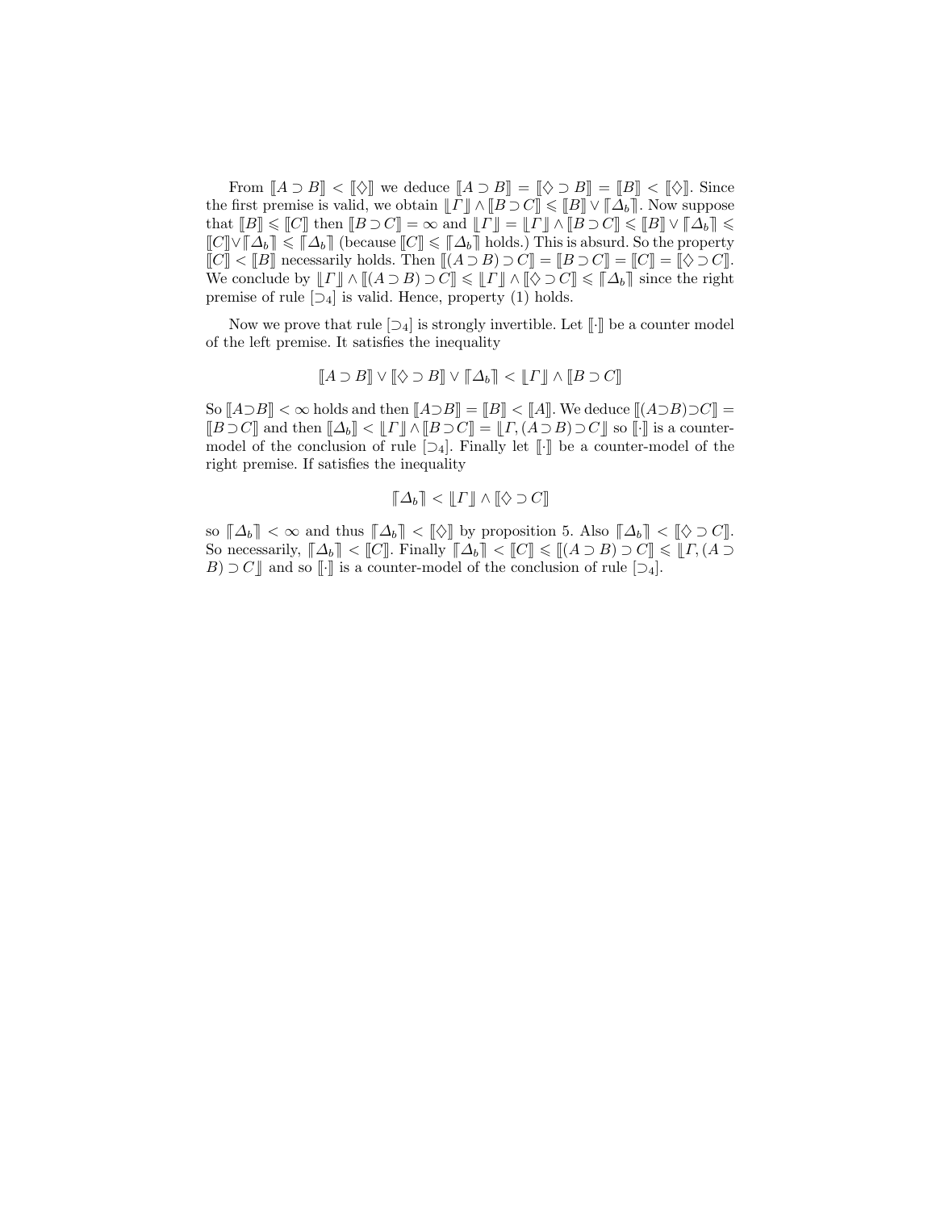From $\llbracket A \supset B \rrbracket < \llbracket \diamondsuit \rrbracket$ we deduce $\llbracket A \supset B \rrbracket = \llbracket \diamondsuit \supset B \rrbracket = \llbracket B \rrbracket < \llbracket \diamondsuit \rrbracket$. Since the first premise is valid, we obtain $\lfloor \Gamma \rfloor \wedge \llbracket B \supset C \rrbracket \leqslant \llbracket B \rrbracket \vee \lceil \Delta_b \rceil$. Now suppose that $\llbracket B \rrbracket \leqslant \llbracket C \rrbracket$ then $\llbracket B \supset C \rrbracket = \infty$ and $\lfloor \Gamma \rfloor = \lfloor \Gamma \rfloor \wedge \llbracket B \supset C \rrbracket \leqslant \llbracket B \rrbracket \vee \lceil \Delta_b \rceil \leqslant \llbracket C \rrbracket \vee \lceil \Delta_b \rceil \leqslant \lceil \Delta_b \rceil$ (because $\llbracket C \rrbracket \leqslant \lceil \Delta_b \rceil$ holds.) This is absurd. So the property $\llbracket C \rrbracket < \llbracket B \rrbracket$ necessarily holds. Then $\llbracket (A \supset B) \supset C \rrbracket = \llbracket B \supset C \rrbracket = \llbracket C \rrbracket = \llbracket \diamondsuit \supset C \rrbracket$. We conclude by $\lfloor \Gamma \rfloor \wedge \llbracket (A \supset B) \supset C \rrbracket \leqslant \lfloor \Gamma \rfloor \wedge \llbracket \diamondsuit \supset C \rrbracket \leqslant \lceil \Delta_b \rceil$ since the right premise of rule $[\supset_4]$ is valid. Hence, property (1) holds.

Now we prove that rule $[\supset_4]$ is strongly invertible. Let $\llbracket \cdot \rrbracket$ be a counter model of the left premise. It satisfies the inequality

$$\llbracket A \supset B \rrbracket \vee \llbracket \diamondsuit \supset B \rrbracket \vee \lceil \Delta_b \rceil < \lfloor \Gamma \rfloor \wedge \llbracket B \supset C \rrbracket$$

So $\llbracket A \supset B \rrbracket < \infty$ holds and then $\llbracket A \supset B \rrbracket = \llbracket B \rrbracket < \llbracket A \rrbracket$. We deduce $\llbracket (A \supset B) \supset C \rrbracket = \llbracket B \supset C \rrbracket$ and then $\llbracket \Delta_b \rrbracket < \lfloor \Gamma \rfloor \wedge \llbracket B \supset C \rrbracket = \lfloor \Gamma, (A \supset B) \supset C \rfloor$ so $\llbracket \cdot \rrbracket$ is a counter-model of the conclusion of rule $[\supset_4]$. Finally let $\llbracket \cdot \rrbracket$ be a counter-model of the right premise. If satisfies the inequality

$$\lceil \Delta_b \rceil < \lfloor \Gamma \rfloor \wedge \llbracket \diamondsuit \supset C \rrbracket$$

so $\lceil \Delta_b \rceil < \infty$ and thus $\lceil \Delta_b \rceil < \llbracket \diamondsuit \rrbracket$ by proposition 5. Also $\lceil \Delta_b \rceil < \llbracket \diamondsuit \supset C \rrbracket$. So necessarily, $\lceil \Delta_b \rceil < \llbracket C \rrbracket$. Finally $\lceil \Delta_b \rceil < \llbracket C \rrbracket \leqslant \llbracket (A \supset B) \supset C \rrbracket \leqslant \lfloor \Gamma, (A \supset B) \supset C \rfloor$ and so $\llbracket \cdot \rrbracket$ is a counter-model of the conclusion of rule $[\supset_4]$.